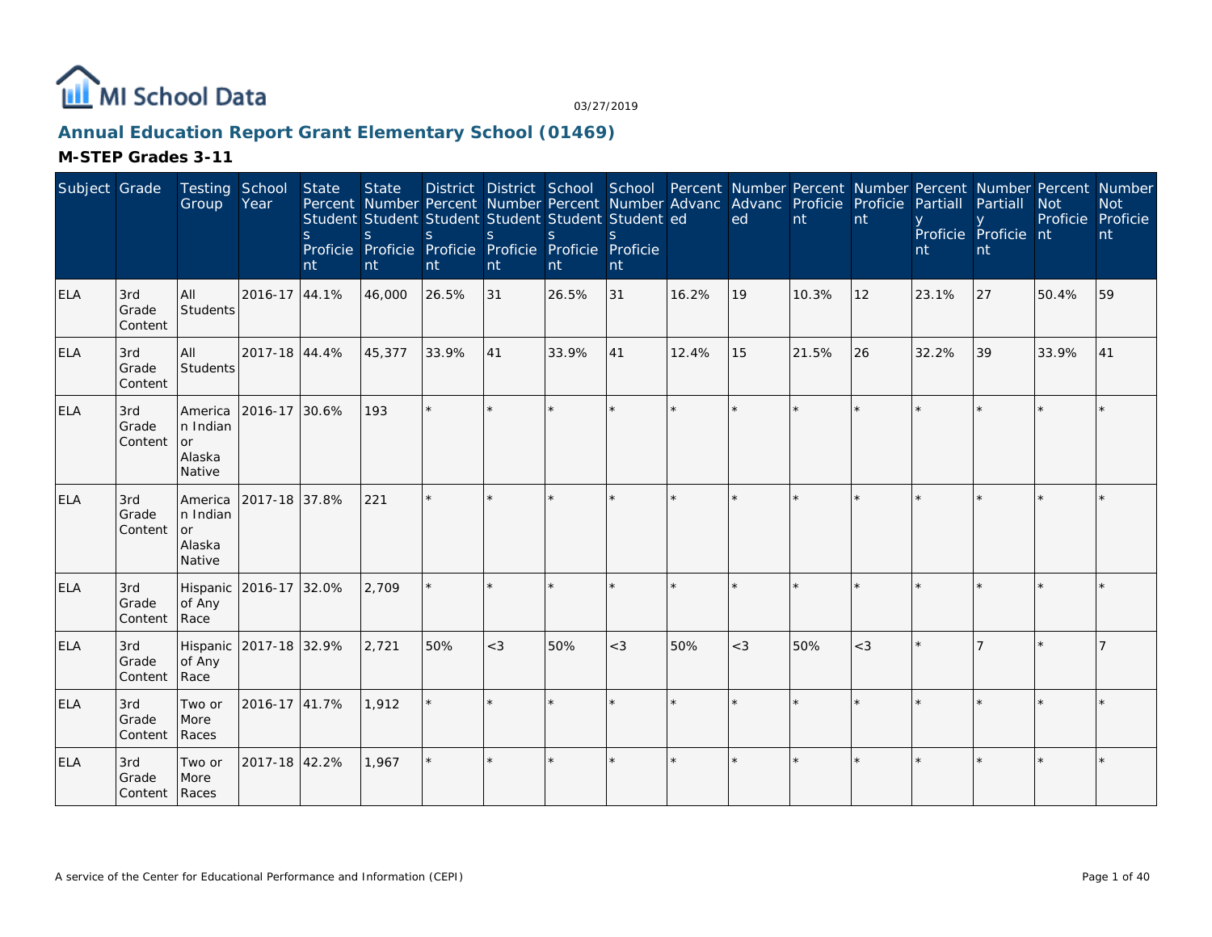MI School Data

03/27/2019

## Annual Education Report Grant Elementary School (01469)

### M-STEP Grades 3-11

| Subject | Grade | Testing Group | School Year | State Percent Students Proficient | State Number Students Proficient | District Percent Students Proficient | District Number Students Proficient | School Percent Students Proficient | School Number Students Proficient | Percent Advanced | Number Advanced | Percent Proficient | Number Proficient | Percent Partially Proficient | Number Partially Proficient | Percent Not Proficient | Number Not Proficient |
|---|---|---|---|---|---|---|---|---|---|---|---|---|---|---|---|---|---|
| ELA | 3rd Grade Content | All Students | 2016-17 | 44.1% | 46,000 | 26.5% | 31 | 26.5% | 31 | 16.2% | 19 | 10.3% | 12 | 23.1% | 27 | 50.4% | 59 |
| ELA | 3rd Grade Content | All Students | 2017-18 | 44.4% | 45,377 | 33.9% | 41 | 33.9% | 41 | 12.4% | 15 | 21.5% | 26 | 32.2% | 39 | 33.9% | 41 |
| ELA | 3rd Grade Content | American Indian or Alaska Native | 2016-17 | 30.6% | 193 | * | * | * | * | * | * | * | * | * | * | * | * |
| ELA | 3rd Grade Content | American Indian or Alaska Native | 2017-18 | 37.8% | 221 | * | * | * | * | * | * | * | * | * | * | * | * |
| ELA | 3rd Grade Content | Hispanic of Any Race | 2016-17 | 32.0% | 2,709 | * | * | * | * | * | * | * | * | * | * | * | * |
| ELA | 3rd Grade Content | Hispanic of Any Race | 2017-18 | 32.9% | 2,721 | 50% | <3 | 50% | <3 | 50% | <3 | 50% | <3 | * | 7 | * | 7 |
| ELA | 3rd Grade Content | Two or More Races | 2016-17 | 41.7% | 1,912 | * | * | * | * | * | * | * | * | * | * | * | * |
| ELA | 3rd Grade Content | Two or More Races | 2017-18 | 42.2% | 1,967 | * | * | * | * | * | * | * | * | * | * | * | * |

A service of the Center for Educational Performance and Information (CEPI)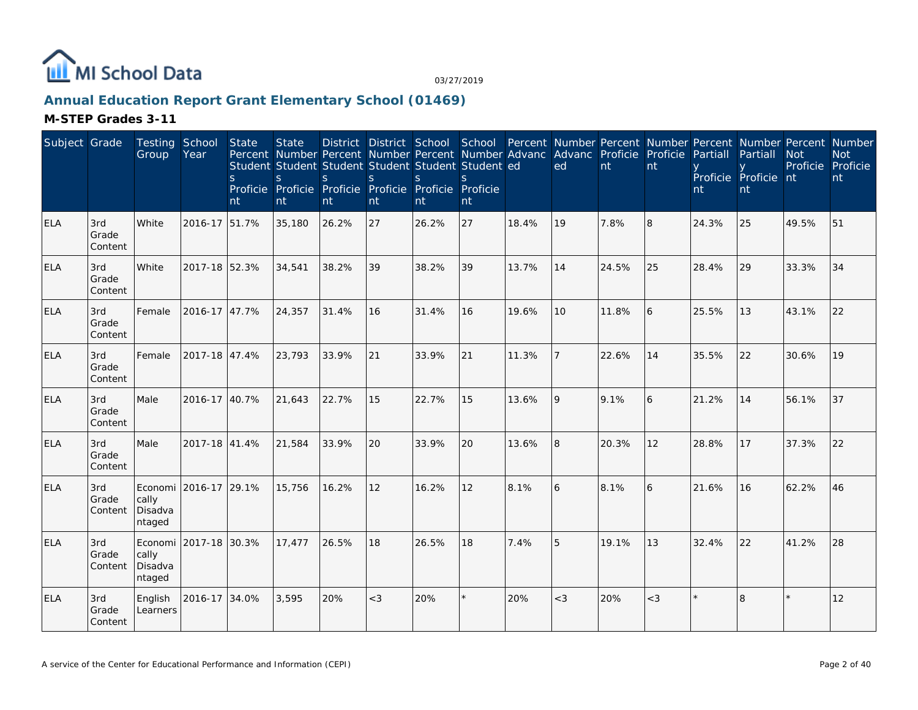# Annual Education Report Grant Elementary School (01469)

03/27/2019

## M-STEP Grades 3-11

| Subject | Grade | Testing Group | School Year | State Percent Students Proficient | State Number Students Proficient | District Percent Students Proficient | District Number Students Proficient | School Percent Students Proficient | School Number Students Proficient | Percent Advanced | Number Advanced | Percent Proficient | Number Proficient | Percent Partially Proficient | Number Partially Proficient | Percent Not Proficient | Number Not Proficient |
|---|---|---|---|---|---|---|---|---|---|---|---|---|---|---|---|---|---|
| ELA | 3rd Grade Content | White | 2016-17 | 51.7% | 35,180 | 26.2% | 27 | 26.2% | 27 | 18.4% | 19 | 7.8% | 8 | 24.3% | 25 | 49.5% | 51 |
| ELA | 3rd Grade Content | White | 2017-18 | 52.3% | 34,541 | 38.2% | 39 | 38.2% | 39 | 13.7% | 14 | 24.5% | 25 | 28.4% | 29 | 33.3% | 34 |
| ELA | 3rd Grade Content | Female | 2016-17 | 47.7% | 24,357 | 31.4% | 16 | 31.4% | 16 | 19.6% | 10 | 11.8% | 6 | 25.5% | 13 | 43.1% | 22 |
| ELA | 3rd Grade Content | Female | 2017-18 | 47.4% | 23,793 | 33.9% | 21 | 33.9% | 21 | 11.3% | 7 | 22.6% | 14 | 35.5% | 22 | 30.6% | 19 |
| ELA | 3rd Grade Content | Male | 2016-17 | 40.7% | 21,643 | 22.7% | 15 | 22.7% | 15 | 13.6% | 9 | 9.1% | 6 | 21.2% | 14 | 56.1% | 37 |
| ELA | 3rd Grade Content | Male | 2017-18 | 41.4% | 21,584 | 33.9% | 20 | 33.9% | 20 | 13.6% | 8 | 20.3% | 12 | 28.8% | 17 | 37.3% | 22 |
| ELA | 3rd Grade Content | Economically Disadvantaged | 2016-17 | 29.1% | 15,756 | 16.2% | 12 | 16.2% | 12 | 8.1% | 6 | 8.1% | 6 | 21.6% | 16 | 62.2% | 46 |
| ELA | 3rd Grade Content | Economically Disadvantaged | 2017-18 | 30.3% | 17,477 | 26.5% | 18 | 26.5% | 18 | 7.4% | 5 | 19.1% | 13 | 32.4% | 22 | 41.2% | 28 |
| ELA | 3rd Grade Content | English Learners | 2016-17 | 34.0% | 3,595 | 20% | <3 | 20% | * | 20% | <3 | 20% | <3 | * | 8 | * | 12 |

A service of the Center for Educational Performance and Information (CEPI)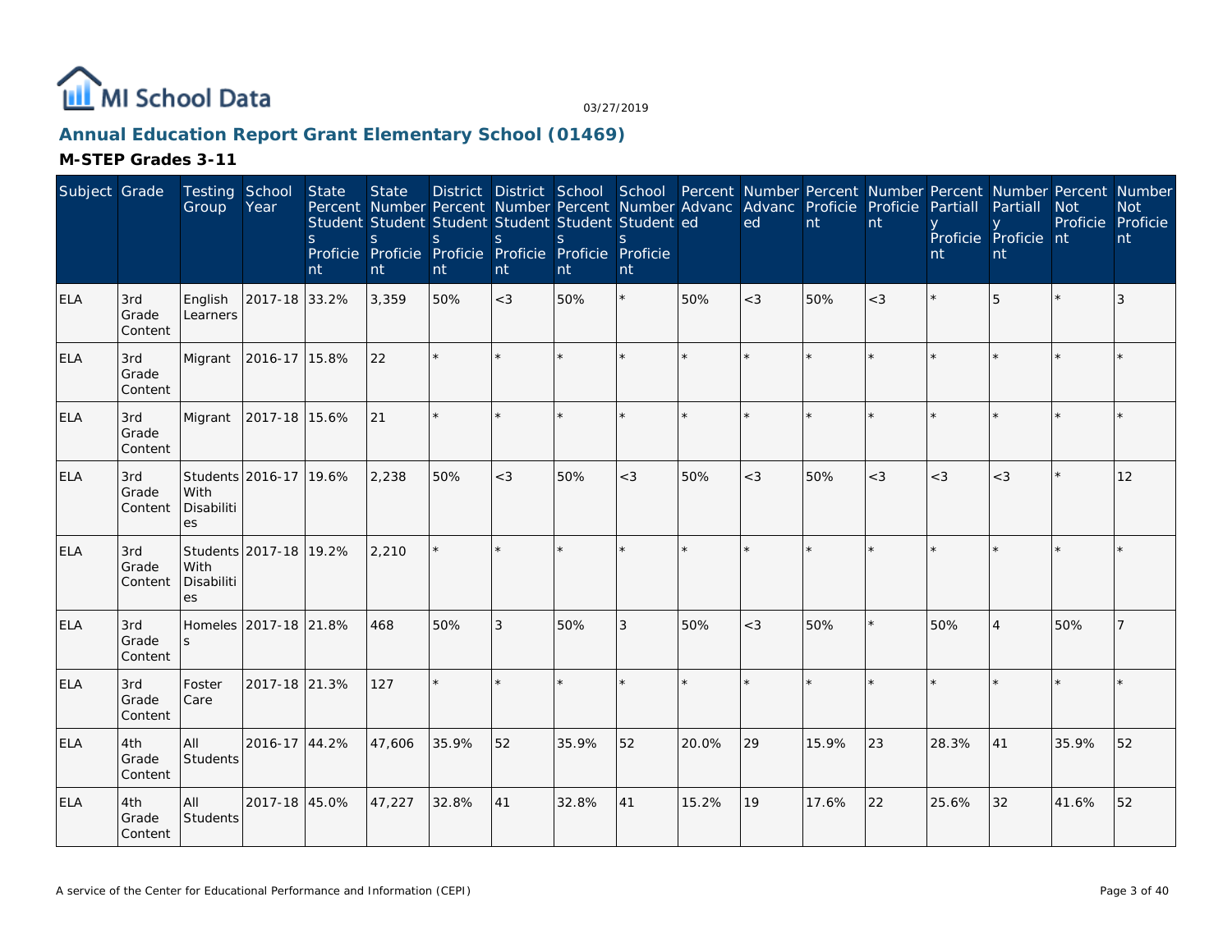MI School Data

03/27/2019

## Annual Education Report Grant Elementary School (01469)

### M-STEP Grades 3-11

| Subject | Grade | Testing Group | School Year | State Percent Students Proficient | State Number Students Proficient | District Percent Students Proficient | District Number Students Proficient | School Percent Students Proficient | School Number Students Proficient | Percent Advanced | Number Advanced | Percent Proficient | Number Proficient | Percent Partially Proficient | Number Partially Proficient | Percent Not Proficient | Number Not Proficient |
|---|---|---|---|---|---|---|---|---|---|---|---|---|---|---|---|---|---|
| ELA | 3rd Grade Content | English Learners | 2017-18 | 33.2% | 3,359 | 50% | <3 | 50% | * | 50% | <3 | 50% | <3 | * | 5 | * | 3 |
| ELA | 3rd Grade Content | Migrant | 2016-17 | 15.8% | 22 | * | * | * | * | * | * | * | * | * | * | * | * |
| ELA | 3rd Grade Content | Migrant | 2017-18 | 15.6% | 21 | * | * | * | * | * | * | * | * | * | * | * | * |
| ELA | 3rd Grade Content | Students With Disabilities | 2016-17 | 19.6% | 2,238 | 50% | <3 | 50% | <3 | 50% | <3 | 50% | <3 | <3 | <3 | * | 12 |
| ELA | 3rd Grade Content | Students With Disabilities | 2017-18 | 19.2% | 2,210 | * | * | * | * | * | * | * | * | * | * | * | * |
| ELA | 3rd Grade Content | Homeless | 2017-18 | 21.8% | 468 | 50% | 3 | 50% | 3 | 50% | <3 | 50% | * | 50% | 4 | 50% | 7 |
| ELA | 3rd Grade Content | Foster Care | 2017-18 | 21.3% | 127 | * | * | * | * | * | * | * | * | * | * | * | * |
| ELA | 4th Grade Content | All Students | 2016-17 | 44.2% | 47,606 | 35.9% | 52 | 35.9% | 52 | 20.0% | 29 | 15.9% | 23 | 28.3% | 41 | 35.9% | 52 |
| ELA | 4th Grade Content | All Students | 2017-18 | 45.0% | 47,227 | 32.8% | 41 | 32.8% | 41 | 15.2% | 19 | 17.6% | 22 | 25.6% | 32 | 41.6% | 52 |

A service of the Center for Educational Performance and Information (CEPI)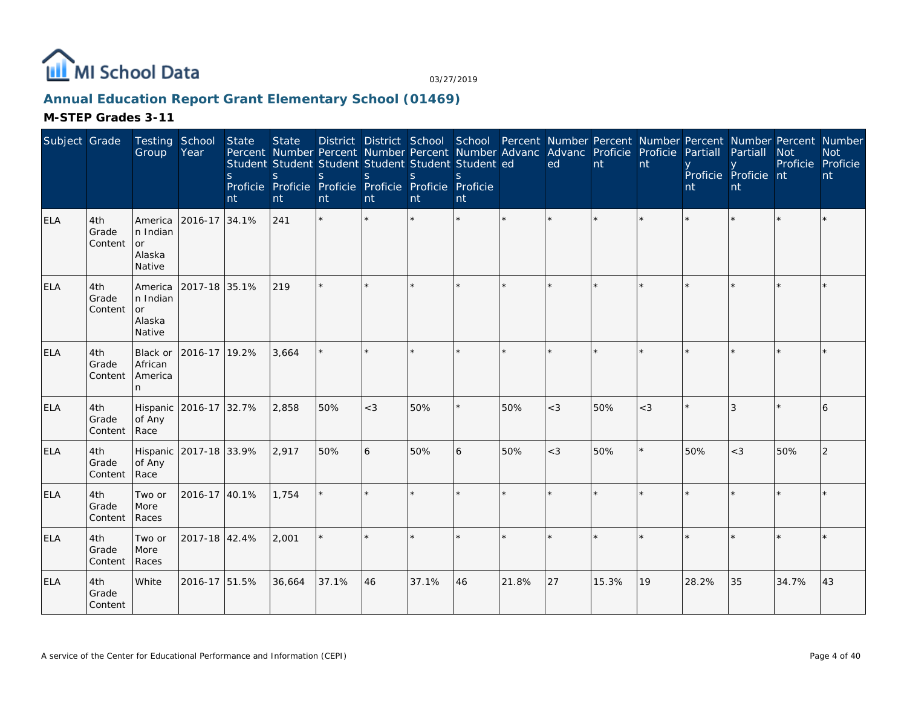MI School Data

03/27/2019

## Annual Education Report Grant Elementary School (01469)

### M-STEP Grades 3-11

| Subject | Grade | Testing Group | School Year | State Percent Students Proficient | State Number Students Proficient | District Percent Students Proficient | District Number Students Proficient | School Percent Students Proficient | School Number Students Proficient | Percent Advanced | Number Advanced | Percent Proficient | Number Proficient | Percent Partially Proficient | Number Partially Proficient | Percent Not Proficient | Number Not Proficient |
|---|---|---|---|---|---|---|---|---|---|---|---|---|---|---|---|---|---|
| ELA | 4th Grade Content | American Indian or Alaska Native | 2016-17 | 34.1% | 241 | * | * | * | * | * | * | * | * | * | * | * | * |
| ELA | 4th Grade Content | American Indian or Alaska Native | 2017-18 | 35.1% | 219 | * | * | * | * | * | * | * | * | * | * | * | * |
| ELA | 4th Grade Content | Black or African American | 2016-17 | 19.2% | 3,664 | * | * | * | * | * | * | * | * | * | * | * | * |
| ELA | 4th Grade Content | Hispanic of Any Race | 2016-17 | 32.7% | 2,858 | 50% | <3 | 50% | * | 50% | <3 | 50% | <3 | * | 3 | * | 6 |
| ELA | 4th Grade Content | Hispanic of Any Race | 2017-18 | 33.9% | 2,917 | 50% | 6 | 50% | 6 | 50% | <3 | 50% | * | 50% | <3 | 50% | 2 |
| ELA | 4th Grade Content | Two or More Races | 2016-17 | 40.1% | 1,754 | * | * | * | * | * | * | * | * | * | * | * | * |
| ELA | 4th Grade Content | Two or More Races | 2017-18 | 42.4% | 2,001 | * | * | * | * | * | * | * | * | * | * | * | * |
| ELA | 4th Grade Content | White | 2016-17 | 51.5% | 36,664 | 37.1% | 46 | 37.1% | 46 | 21.8% | 27 | 15.3% | 19 | 28.2% | 35 | 34.7% | 43 |

A service of the Center for Educational Performance and Information (CEPI)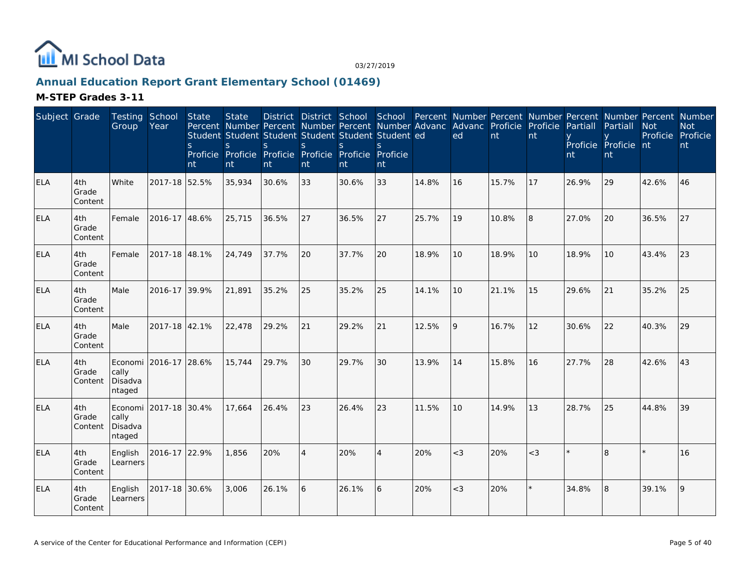MI School Data

03/27/2019

## Annual Education Report Grant Elementary School (01469)

### M-STEP Grades 3-11

| Subject | Grade | Testing Group | School Year | State Percent Students Proficient | State Number Students Proficient | District Percent Students Proficient | District Number Students Proficient | School Percent Students Proficient | School Number Students Proficient | Percent Advanced | Number Advanced | Percent Proficient | Number Proficient | Percent Partially Proficient | Number Partially Proficient | Percent Not Proficient | Number Not Proficient |
|---|---|---|---|---|---|---|---|---|---|---|---|---|---|---|---|---|---|
| ELA | 4th Grade Content | White | 2017-18 | 52.5% | 35,934 | 30.6% | 33 | 30.6% | 33 | 14.8% | 16 | 15.7% | 17 | 26.9% | 29 | 42.6% | 46 |
| ELA | 4th Grade Content | Female | 2016-17 | 48.6% | 25,715 | 36.5% | 27 | 36.5% | 27 | 25.7% | 19 | 10.8% | 8 | 27.0% | 20 | 36.5% | 27 |
| ELA | 4th Grade Content | Female | 2017-18 | 48.1% | 24,749 | 37.7% | 20 | 37.7% | 20 | 18.9% | 10 | 18.9% | 10 | 18.9% | 10 | 43.4% | 23 |
| ELA | 4th Grade Content | Male | 2016-17 | 39.9% | 21,891 | 35.2% | 25 | 35.2% | 25 | 14.1% | 10 | 21.1% | 15 | 29.6% | 21 | 35.2% | 25 |
| ELA | 4th Grade Content | Male | 2017-18 | 42.1% | 22,478 | 29.2% | 21 | 29.2% | 21 | 12.5% | 9 | 16.7% | 12 | 30.6% | 22 | 40.3% | 29 |
| ELA | 4th Grade Content | Economically Disadvantaged | 2016-17 | 28.6% | 15,744 | 29.7% | 30 | 29.7% | 30 | 13.9% | 14 | 15.8% | 16 | 27.7% | 28 | 42.6% | 43 |
| ELA | 4th Grade Content | Economically Disadvantaged | 2017-18 | 30.4% | 17,664 | 26.4% | 23 | 26.4% | 23 | 11.5% | 10 | 14.9% | 13 | 28.7% | 25 | 44.8% | 39 |
| ELA | 4th Grade Content | English Learners | 2016-17 | 22.9% | 1,856 | 20% | 4 | 20% | 4 | 20% | <3 | 20% | <3 | * | 8 | * | 16 |
| ELA | 4th Grade Content | English Learners | 2017-18 | 30.6% | 3,006 | 26.1% | 6 | 26.1% | 6 | 20% | <3 | 20% | * | 34.8% | 8 | 39.1% | 9 |

A service of the Center for Educational Performance and Information (CEPI)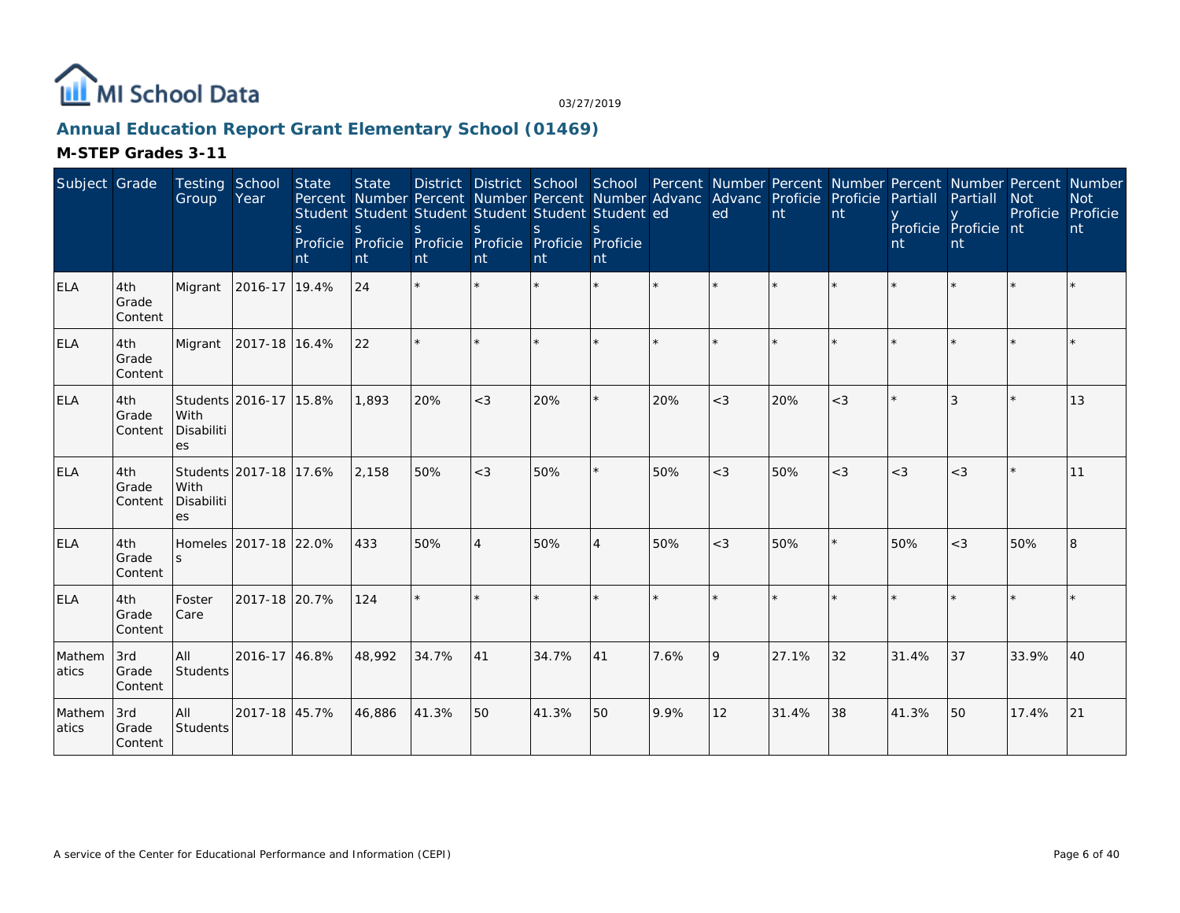## Annual Education Report Grant Elementary School (01469)

### M-STEP Grades 3-11

| Subject | Grade | Testing Group | School Year | State Percent Students Proficient | State Number Students Proficient | District Percent Students Proficient | District Number Students Proficient | School Percent Students Proficient | School Number Students Proficient | Percent Advanced | Number Advanced | Percent Proficient | Number Proficient | Percent Partially Proficient | Number Partially Proficient | Percent Not Proficient | Number Not Proficient |
|---|---|---|---|---|---|---|---|---|---|---|---|---|---|---|---|---|---|
| ELA | 4th Grade Content | Migrant | 2016-17 | 19.4% | 24 | * | * | * | * | * | * | * | * | * | * | * | * |
| ELA | 4th Grade Content | Migrant | 2017-18 | 16.4% | 22 | * | * | * | * | * | * | * | * | * | * | * | * |
| ELA | 4th Grade Content | Students With Disabilities | 2016-17 | 15.8% | 1,893 | 20% | <3 | 20% | * | 20% | <3 | 20% | <3 | * | 3 | * | 13 |
| ELA | 4th Grade Content | Students With Disabilities | 2017-18 | 17.6% | 2,158 | 50% | <3 | 50% | * | 50% | <3 | 50% | <3 | <3 | <3 | * | 11 |
| ELA | 4th Grade Content | Homeless | 2017-18 | 22.0% | 433 | 50% | 4 | 50% | 4 | 50% | <3 | 50% | * | 50% | <3 | 50% | 8 |
| ELA | 4th Grade Content | Foster Care | 2017-18 | 20.7% | 124 | * | * | * | * | * | * | * | * | * | * | * | * |
| Mathematics | 3rd Grade Content | All Students | 2016-17 | 46.8% | 48,992 | 34.7% | 41 | 34.7% | 41 | 7.6% | 9 | 27.1% | 32 | 31.4% | 37 | 33.9% | 40 |
| Mathematics | 3rd Grade Content | All Students | 2017-18 | 45.7% | 46,886 | 41.3% | 50 | 41.3% | 50 | 9.9% | 12 | 31.4% | 38 | 41.3% | 50 | 17.4% | 21 |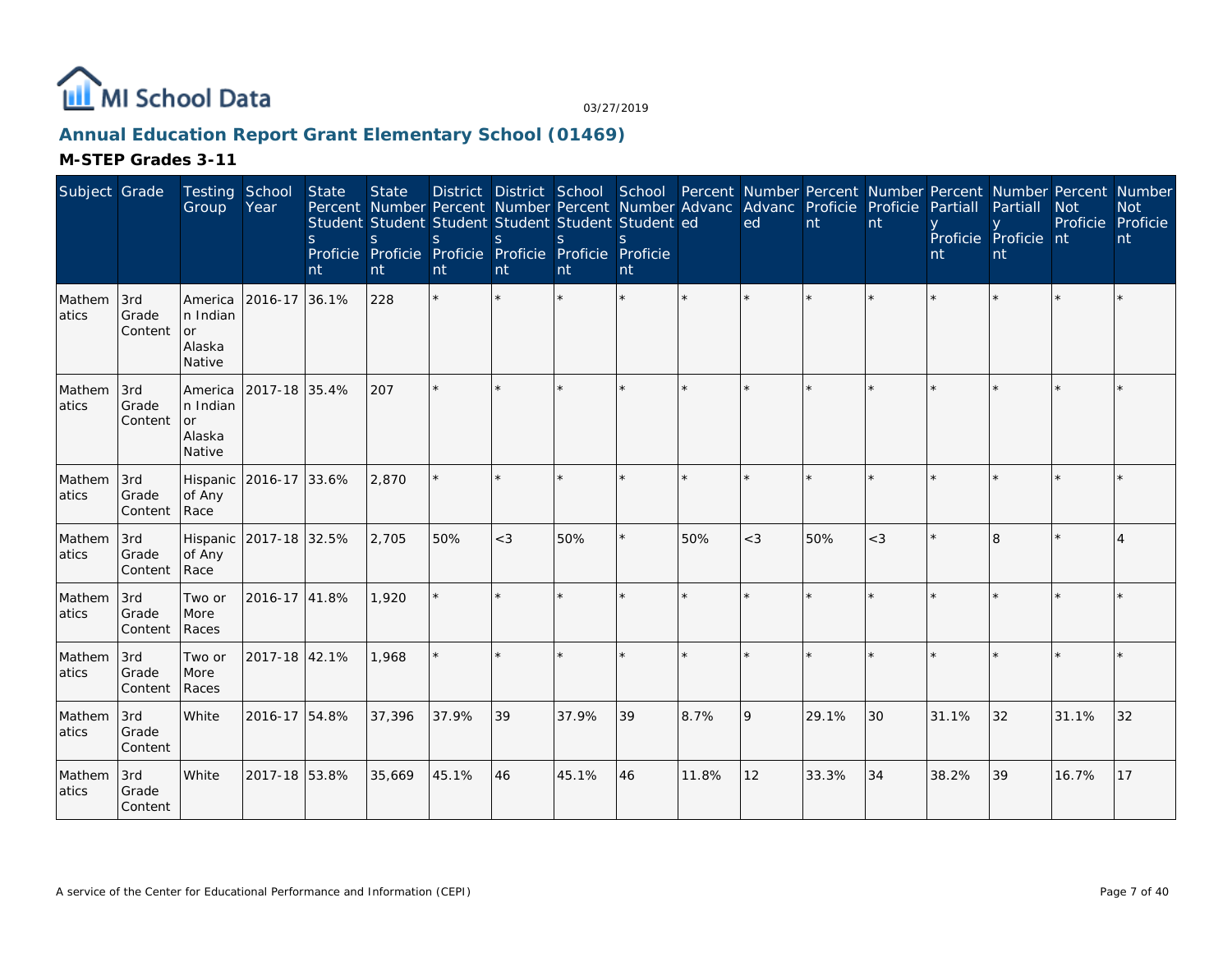MI School Data

03/27/2019

## Annual Education Report Grant Elementary School (01469)

### M-STEP Grades 3-11

| Subject | Grade | Testing Group | School Year | State Percent Students Proficient | State Number Students Proficient | District Percent Students Proficient | District Number Students Proficient | School Percent Students Proficient | School Number Students Proficient | Percent Advanced | Number Advanced | Percent Proficient | Number Proficient | Percent Partially Proficient | Number Partially Proficient | Percent Not Proficient | Number Not Proficient |
|---|---|---|---|---|---|---|---|---|---|---|---|---|---|---|---|---|---|
| Mathematics | 3rd Grade Content | American Indian or Alaska Native | 2016-17 | 36.1% | 228 | * | * | * | * | * | * | * | * | * | * | * | * |
| Mathematics | 3rd Grade Content | American Indian or Alaska Native | 2017-18 | 35.4% | 207 | * | * | * | * | * | * | * | * | * | * | * | * |
| Mathematics | 3rd Grade Content | Hispanic of Any Race | 2016-17 | 33.6% | 2,870 | * | * | * | * | * | * | * | * | * | * | * | * |
| Mathematics | 3rd Grade Content | Hispanic of Any Race | 2017-18 | 32.5% | 2,705 | 50% | <3 | 50% | * | 50% | <3 | 50% | <3 | * | 8 | * | 4 |
| Mathematics | 3rd Grade Content | Two or More Races | 2016-17 | 41.8% | 1,920 | * | * | * | * | * | * | * | * | * | * | * | * |
| Mathematics | 3rd Grade Content | Two or More Races | 2017-18 | 42.1% | 1,968 | * | * | * | * | * | * | * | * | * | * | * | * |
| Mathematics | 3rd Grade Content | White | 2016-17 | 54.8% | 37,396 | 37.9% | 39 | 37.9% | 39 | 8.7% | 9 | 29.1% | 30 | 31.1% | 32 | 31.1% | 32 |
| Mathematics | 3rd Grade Content | White | 2017-18 | 53.8% | 35,669 | 45.1% | 46 | 45.1% | 46 | 11.8% | 12 | 33.3% | 34 | 38.2% | 39 | 16.7% | 17 |

A service of the Center for Educational Performance and Information (CEPI)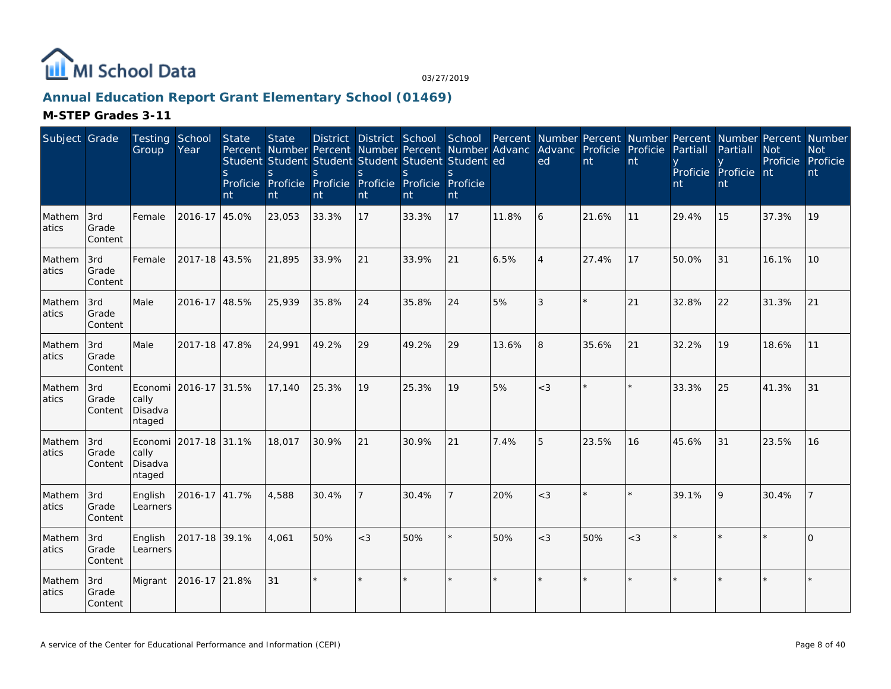# Annual Education Report Grant Elementary School (01469)

## M-STEP Grades 3-11

| Subject | Grade | Testing Group | School Year | State Percent Students Proficient | State Number Students Proficient | District Percent Students Proficient | District Number Students Proficient | School Percent Students Proficient | School Number Students Proficient | Percent Advanced | Number Advanced | Percent Proficient | Number Proficient | Percent Partially Proficient | Number Partially Proficient | Percent Not Proficient | Number Not Proficient |
|---|---|---|---|---|---|---|---|---|---|---|---|---|---|---|---|---|---|
| Mathematics | 3rd Grade Content | Female | 2016-17 | 45.0% | 23,053 | 33.3% | 17 | 33.3% | 17 | 11.8% | 6 | 21.6% | 11 | 29.4% | 15 | 37.3% | 19 |
| Mathematics | 3rd Grade Content | Female | 2017-18 | 43.5% | 21,895 | 33.9% | 21 | 33.9% | 21 | 6.5% | 4 | 27.4% | 17 | 50.0% | 31 | 16.1% | 10 |
| Mathematics | 3rd Grade Content | Male | 2016-17 | 48.5% | 25,939 | 35.8% | 24 | 35.8% | 24 | 5% | 3 | * | 21 | 32.8% | 22 | 31.3% | 21 |
| Mathematics | 3rd Grade Content | Male | 2017-18 | 47.8% | 24,991 | 49.2% | 29 | 49.2% | 29 | 13.6% | 8 | 35.6% | 21 | 32.2% | 19 | 18.6% | 11 |
| Mathematics | 3rd Grade Content | Economically Disadvantaged | 2016-17 | 31.5% | 17,140 | 25.3% | 19 | 25.3% | 19 | 5% | <3 | * | * | 33.3% | 25 | 41.3% | 31 |
| Mathematics | 3rd Grade Content | Economically Disadvantaged | 2017-18 | 31.1% | 18,017 | 30.9% | 21 | 30.9% | 21 | 7.4% | 5 | 23.5% | 16 | 45.6% | 31 | 23.5% | 16 |
| Mathematics | 3rd Grade Content | English Learners | 2016-17 | 41.7% | 4,588 | 30.4% | 7 | 30.4% | 7 | 20% | <3 | * | * | 39.1% | 9 | 30.4% | 7 |
| Mathematics | 3rd Grade Content | English Learners | 2017-18 | 39.1% | 4,061 | 50% | <3 | 50% | * | 50% | <3 | 50% | <3 | * | * | * | 0 |
| Mathematics | 3rd Grade Content | Migrant | 2016-17 | 21.8% | 31 | * | * | * | * | * | * | * | * | * | * | * | * |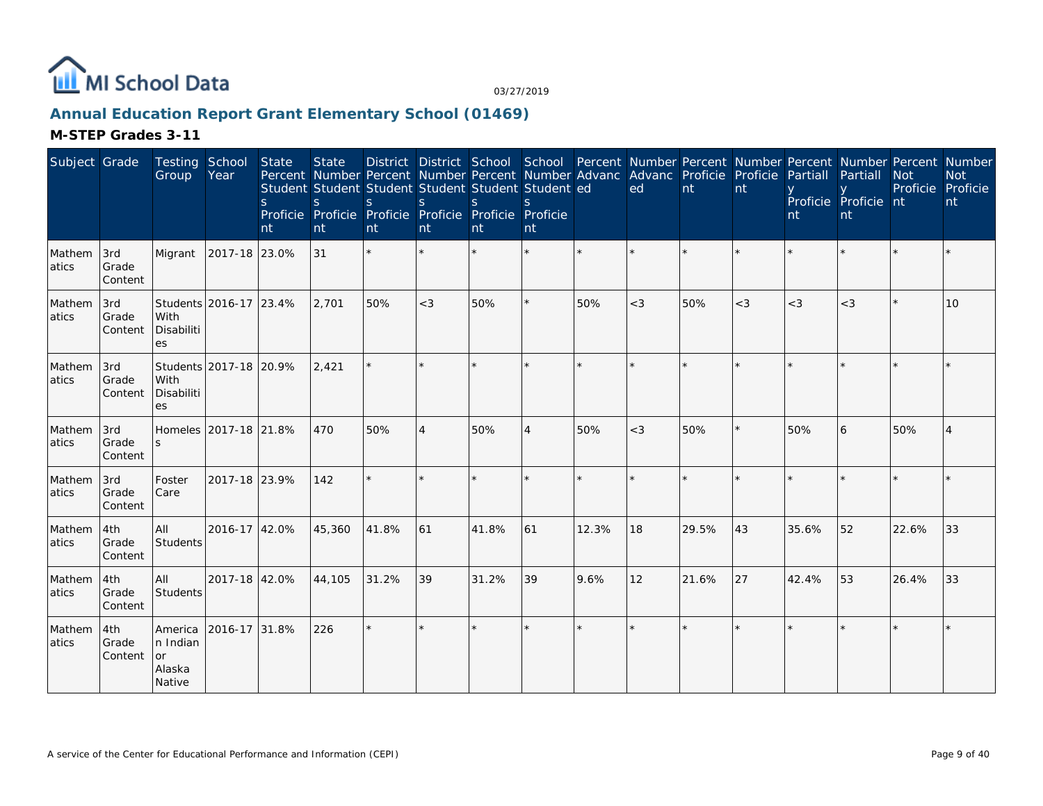# Annual Education Report Grant Elementary School (01469)

## M-STEP Grades 3-11

| Subject | Grade | Testing Group | School Year | State Percent Students Proficient | State Number Students Proficient | District Percent Students Proficient | District Number Students Proficient | School Percent Students Proficient | School Number Students Proficient | Percent Advanced | Number Advanced | Percent Proficient | Number Proficient | Percent Partially Proficient | Number Partially Proficient | Percent Not Proficient | Number Not Proficient |
|---|---|---|---|---|---|---|---|---|---|---|---|---|---|---|---|---|---|
| Mathematics | 3rd Grade Content | Migrant | 2017-18 | 23.0% | 31 | * | * | * | * | * | * | * | * | * | * | * | * |
| Mathematics | 3rd Grade Content | Students With Disabilities | 2016-17 | 23.4% | 2,701 | 50% | <3 | 50% | * | 50% | <3 | 50% | <3 | <3 | <3 | * | 10 |
| Mathematics | 3rd Grade Content | Students With Disabilities | 2017-18 | 20.9% | 2,421 | * | * | * | * | * | * | * | * | * | * | * | * |
| Mathematics | 3rd Grade Content | Homeless | 2017-18 | 21.8% | 470 | 50% | 4 | 50% | 4 | 50% | <3 | 50% | * | 50% | 6 | 50% | 4 |
| Mathematics | 3rd Grade Content | Foster Care | 2017-18 | 23.9% | 142 | * | * | * | * | * | * | * | * | * | * | * | * |
| Mathematics | 4th Grade Content | All Students | 2016-17 | 42.0% | 45,360 | 41.8% | 61 | 41.8% | 61 | 12.3% | 18 | 29.5% | 43 | 35.6% | 52 | 22.6% | 33 |
| Mathematics | 4th Grade Content | All Students | 2017-18 | 42.0% | 44,105 | 31.2% | 39 | 31.2% | 39 | 9.6% | 12 | 21.6% | 27 | 42.4% | 53 | 26.4% | 33 |
| Mathematics | 4th Grade Content | American Indian or Alaska Native | 2016-17 | 31.8% | 226 | * | * | * | * | * | * | * | * | * | * | * | * |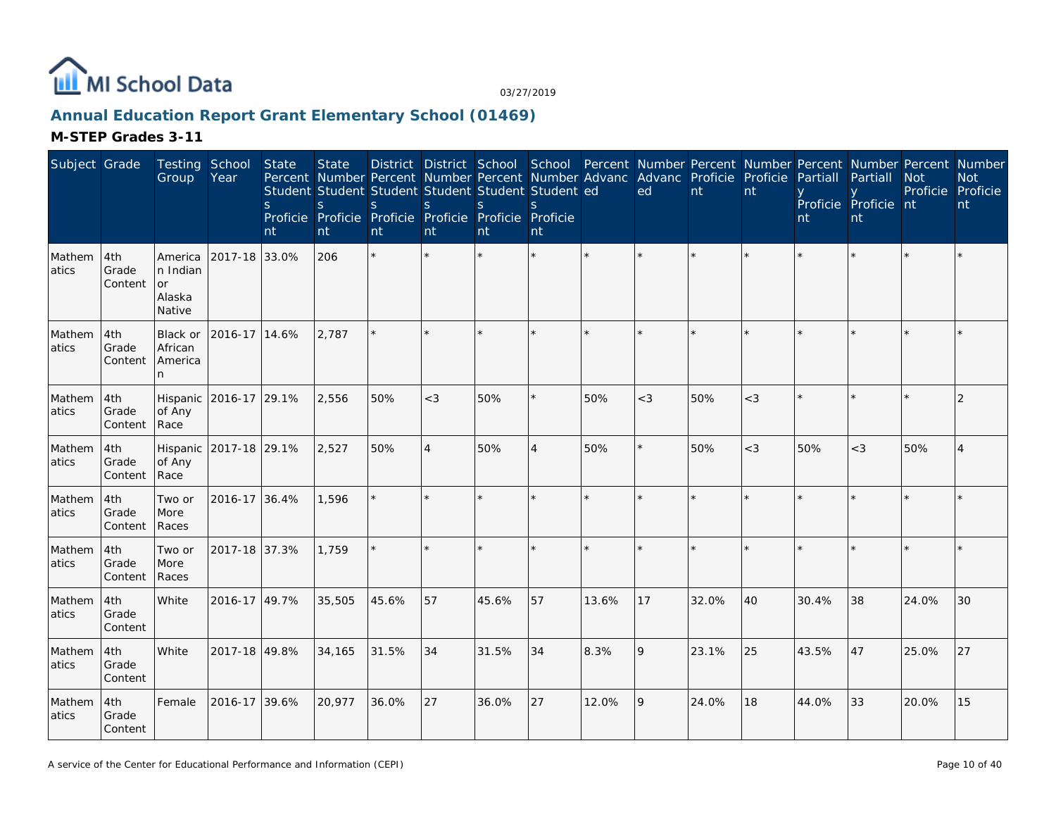# Annual Education Report Grant Elementary School (01469)

## M-STEP Grades 3-11

| Subject | Grade | Testing Group | School Year | State Percent Students Proficient | State Number Students Proficient | District Percent Students Proficient | District Number Students Proficient | School Percent Students Proficient | School Number Students Proficient | Percent Advanced | Number Advanced | Percent Proficient | Number Proficient | Percent Partially Proficient | Number Partially Proficient | Percent Not Proficient | Number Not Proficient |
|---|---|---|---|---|---|---|---|---|---|---|---|---|---|---|---|---|---|
| Mathematics | 4th Grade Content | American Indian or Alaska Native | 2017-18 | 33.0% | 206 | * | * | * | * | * | * | * | * | * | * | * | * |
| Mathematics | 4th Grade Content | Black or African American | 2016-17 | 14.6% | 2,787 | * | * | * | * | * | * | * | * | * | * | * | * |
| Mathematics | 4th Grade Content | Hispanic of Any Race | 2016-17 | 29.1% | 2,556 | 50% | <3 | 50% | * | 50% | <3 | 50% | <3 | * | * | * | 2 |
| Mathematics | 4th Grade Content | Hispanic of Any Race | 2017-18 | 29.1% | 2,527 | 50% | 4 | 50% | 4 | 50% | * | 50% | <3 | 50% | <3 | 50% | 4 |
| Mathematics | 4th Grade Content | Two or More Races | 2016-17 | 36.4% | 1,596 | * | * | * | * | * | * | * | * | * | * | * | * |
| Mathematics | 4th Grade Content | Two or More Races | 2017-18 | 37.3% | 1,759 | * | * | * | * | * | * | * | * | * | * | * | * |
| Mathematics | 4th Grade Content | White | 2016-17 | 49.7% | 35,505 | 45.6% | 57 | 45.6% | 57 | 13.6% | 17 | 32.0% | 40 | 30.4% | 38 | 24.0% | 30 |
| Mathematics | 4th Grade Content | White | 2017-18 | 49.8% | 34,165 | 31.5% | 34 | 31.5% | 34 | 8.3% | 9 | 23.1% | 25 | 43.5% | 47 | 25.0% | 27 |
| Mathematics | 4th Grade Content | Female | 2016-17 | 39.6% | 20,977 | 36.0% | 27 | 36.0% | 27 | 12.0% | 9 | 24.0% | 18 | 44.0% | 33 | 20.0% | 15 |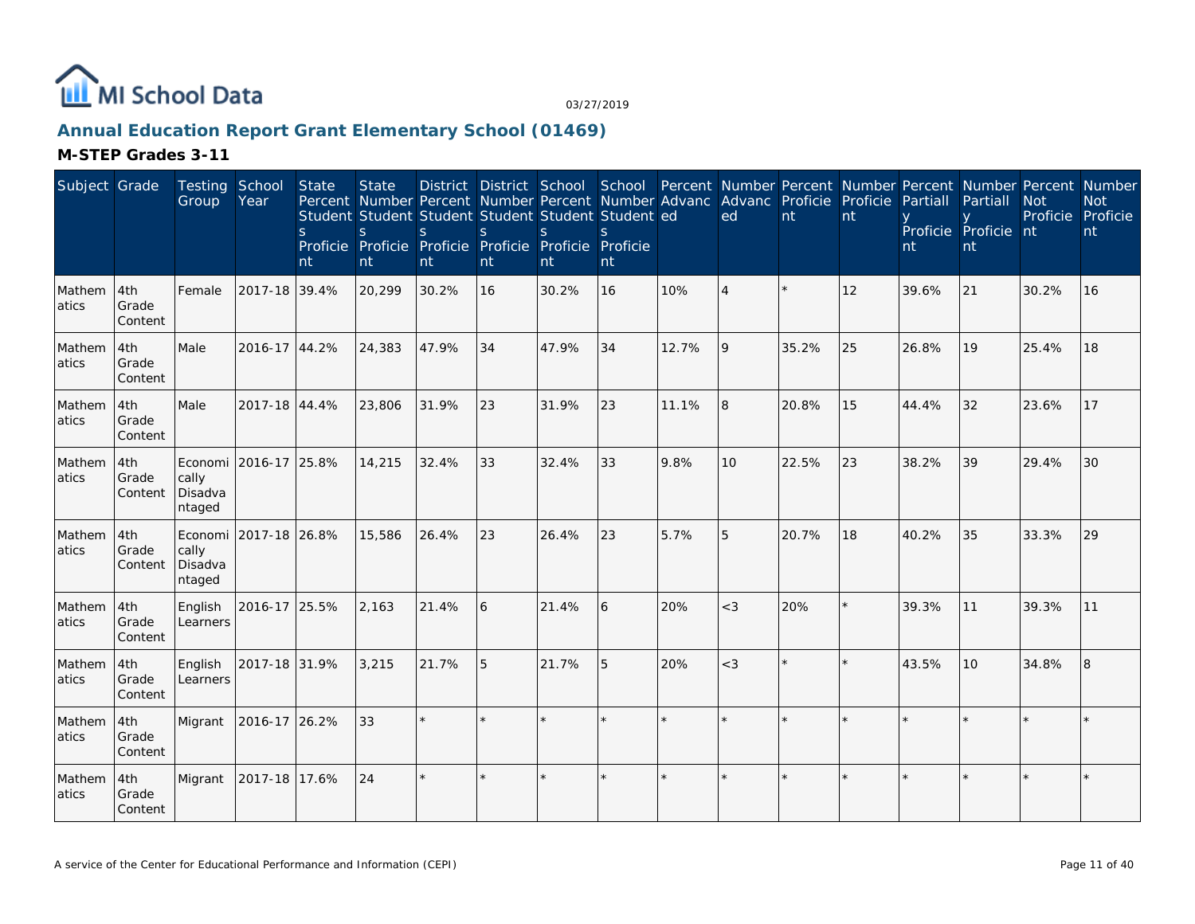MI School Data

03/27/2019

## Annual Education Report Grant Elementary School (01469)

### M-STEP Grades 3-11

| Subject | Grade | Testing Group | School Year | State Percent Students Proficient | State Number Students Proficient | District Percent Students Proficient | District Number Students Proficient | School Percent Students Proficient | School Number Students Proficient | Percent Advanced | Number Advanced | Percent Proficient | Number Proficient | Percent Partially Proficient | Number Partially Proficient | Percent Not Proficient | Number Not Proficient |
|---|---|---|---|---|---|---|---|---|---|---|---|---|---|---|---|---|---|
| Mathematics | 4th Grade Content | Female | 2017-18 | 39.4% | 20,299 | 30.2% | 16 | 30.2% | 16 | 10% | 4 | * | 12 | 39.6% | 21 | 30.2% | 16 |
| Mathematics | 4th Grade Content | Male | 2016-17 | 44.2% | 24,383 | 47.9% | 34 | 47.9% | 34 | 12.7% | 9 | 35.2% | 25 | 26.8% | 19 | 25.4% | 18 |
| Mathematics | 4th Grade Content | Male | 2017-18 | 44.4% | 23,806 | 31.9% | 23 | 31.9% | 23 | 11.1% | 8 | 20.8% | 15 | 44.4% | 32 | 23.6% | 17 |
| Mathematics | 4th Grade Content | Economically Disadvantaged | 2016-17 | 25.8% | 14,215 | 32.4% | 33 | 32.4% | 33 | 9.8% | 10 | 22.5% | 23 | 38.2% | 39 | 29.4% | 30 |
| Mathematics | 4th Grade Content | Economically Disadvantaged | 2017-18 | 26.8% | 15,586 | 26.4% | 23 | 26.4% | 23 | 5.7% | 5 | 20.7% | 18 | 40.2% | 35 | 33.3% | 29 |
| Mathematics | 4th Grade Content | English Learners | 2016-17 | 25.5% | 2,163 | 21.4% | 6 | 21.4% | 6 | 20% | <3 | 20% | * | 39.3% | 11 | 39.3% | 11 |
| Mathematics | 4th Grade Content | English Learners | 2017-18 | 31.9% | 3,215 | 21.7% | 5 | 21.7% | 5 | 20% | <3 | * | * | 43.5% | 10 | 34.8% | 8 |
| Mathematics | 4th Grade Content | Migrant | 2016-17 | 26.2% | 33 | * | * | * | * | * | * | * | * | * | * | * | * |
| Mathematics | 4th Grade Content | Migrant | 2017-18 | 17.6% | 24 | * | * | * | * | * | * | * | * | * | * | * | * |

A service of the Center for Educational Performance and Information (CEPI)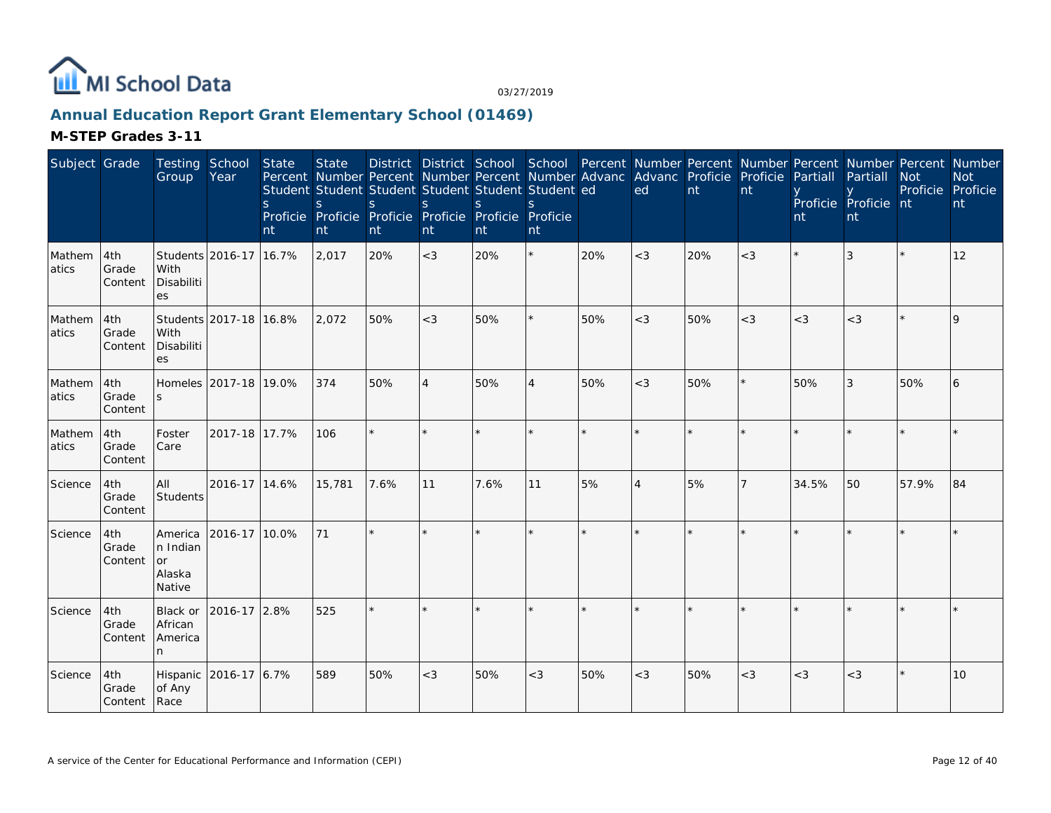# Annual Education Report Grant Elementary School (01469)

03/27/2019

## M-STEP Grades 3-11

| Subject | Grade | Testing Group | School Year | State Percent Students Proficient | State Number Students Proficient | District Percent Students Proficient | District Number Students Proficient | School Percent Students Proficient | School Number Students Proficient | Percent Advanced | Number Advanced | Percent Proficient | Number Proficient | Percent Partially Proficient | Number Partially Proficient | Percent Not Proficient | Number Not Proficient |
|---|---|---|---|---|---|---|---|---|---|---|---|---|---|---|---|---|---|
| Mathematics | 4th Grade Content | Students With Disabilities | 2016-17 | 16.7% | 2,017 | 20% | <3 | 20% | * | 20% | <3 | 20% | <3 | * | 3 | * | 12 |
| Mathematics | 4th Grade Content | Students With Disabilities | 2017-18 | 16.8% | 2,072 | 50% | <3 | 50% | * | 50% | <3 | 50% | <3 | <3 | <3 | * | 9 |
| Mathematics | 4th Grade Content | Homeless | 2017-18 | 19.0% | 374 | 50% | 4 | 50% | 4 | 50% | <3 | 50% | * | 50% | 3 | 50% | 6 |
| Mathematics | 4th Grade Content | Foster Care | 2017-18 | 17.7% | 106 | * | * | * | * | * | * | * | * | * | * | * | * |
| Science | 4th Grade Content | All Students | 2016-17 | 14.6% | 15,781 | 7.6% | 11 | 7.6% | 11 | 5% | 4 | 5% | 7 | 34.5% | 50 | 57.9% | 84 |
| Science | 4th Grade Content | American Indian or Alaska Native | 2016-17 | 10.0% | 71 | * | * | * | * | * | * | * | * | * | * | * | * |
| Science | 4th Grade Content | Black or African American | 2016-17 | 2.8% | 525 | * | * | * | * | * | * | * | * | * | * | * | * |
| Science | 4th Grade Content | Hispanic of Any Race | 2016-17 | 6.7% | 589 | 50% | <3 | 50% | <3 | 50% | <3 | 50% | <3 | <3 | <3 | * | 10 |

A service of the Center for Educational Performance and Information (CEPI)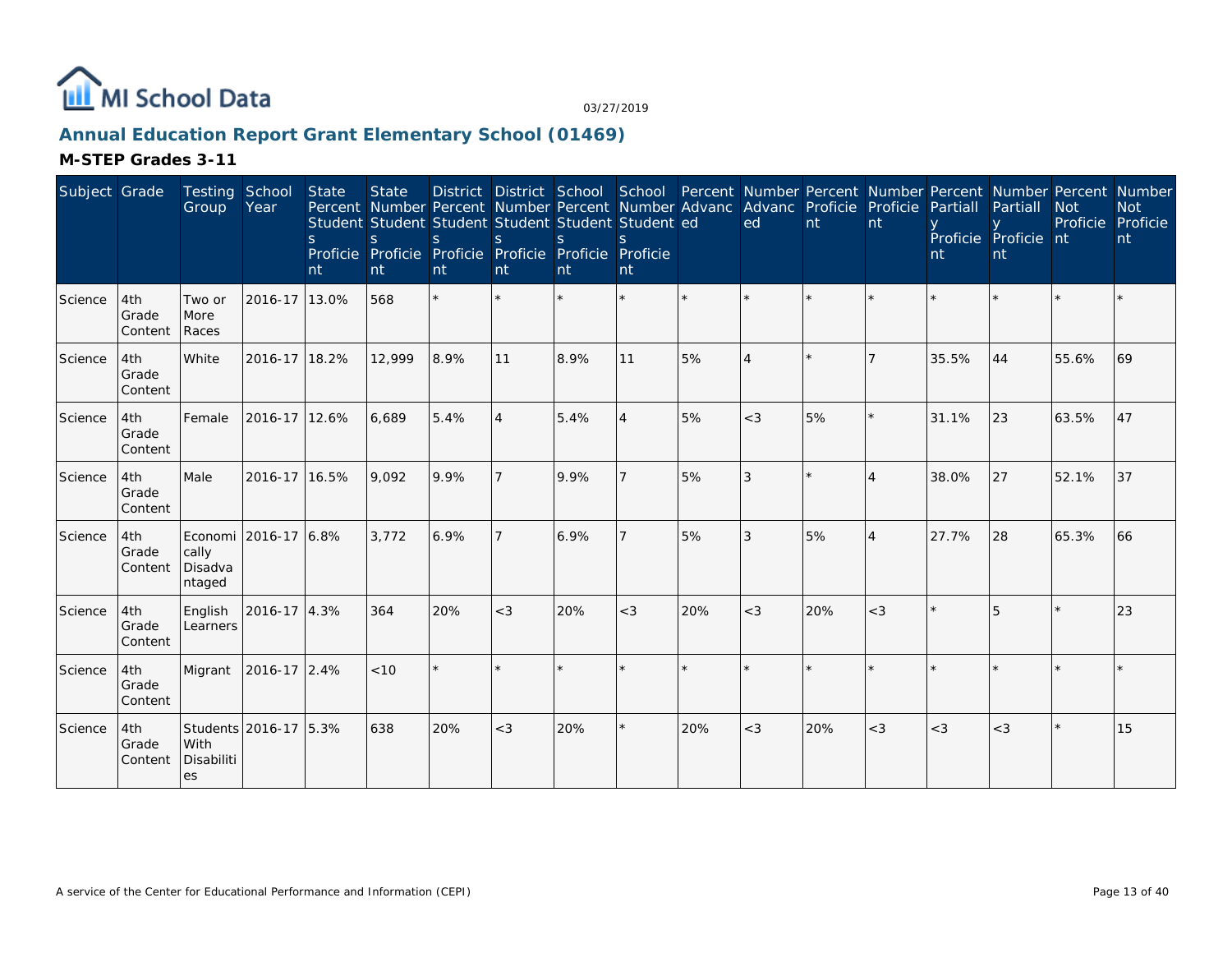MI School Data

03/27/2019

## Annual Education Report Grant Elementary School (01469)

### M-STEP Grades 3-11

| Subject | Grade | Testing Group | School Year | State Percent Students Proficient | State Number Students Proficient | District Percent Students Proficient | District Number Students Proficient | School Percent Students Proficient | School Number Students Proficient | Percent Advanced | Number Advanced | Percent Proficient | Number Proficient | Percent Partially Proficient | Number Partially Proficient | Percent Not Proficient | Number Not Proficient |
|---|---|---|---|---|---|---|---|---|---|---|---|---|---|---|---|---|---|
| Science | 4th Grade Content | Two or More Races | 2016-17 | 13.0% | 568 | * | * | * | * | * | * | * | * | * | * | * | * |
| Science | 4th Grade Content | White | 2016-17 | 18.2% | 12,999 | 8.9% | 11 | 8.9% | 11 | 5% | 4 | * | 7 | 35.5% | 44 | 55.6% | 69 |
| Science | 4th Grade Content | Female | 2016-17 | 12.6% | 6,689 | 5.4% | 4 | 5.4% | 4 | 5% | <3 | 5% | * | 31.1% | 23 | 63.5% | 47 |
| Science | 4th Grade Content | Male | 2016-17 | 16.5% | 9,092 | 9.9% | 7 | 9.9% | 7 | 5% | 3 | * | 4 | 38.0% | 27 | 52.1% | 37 |
| Science | 4th Grade Content | Economically Disadvantaged | 2016-17 | 6.8% | 3,772 | 6.9% | 7 | 6.9% | 7 | 5% | 3 | 5% | 4 | 27.7% | 28 | 65.3% | 66 |
| Science | 4th Grade Content | English Learners | 2016-17 | 4.3% | 364 | 20% | <3 | 20% | <3 | 20% | <3 | 20% | <3 | * | 5 | * | 23 |
| Science | 4th Grade Content | Migrant | 2016-17 | 2.4% | <10 | * | * | * | * | * | * | * | * | * | * | * | * |
| Science | 4th Grade Content | Students With Disabilities | 2016-17 | 5.3% | 638 | 20% | <3 | 20% | * | 20% | <3 | 20% | <3 | <3 | <3 | * | 15 |

A service of the Center for Educational Performance and Information (CEPI)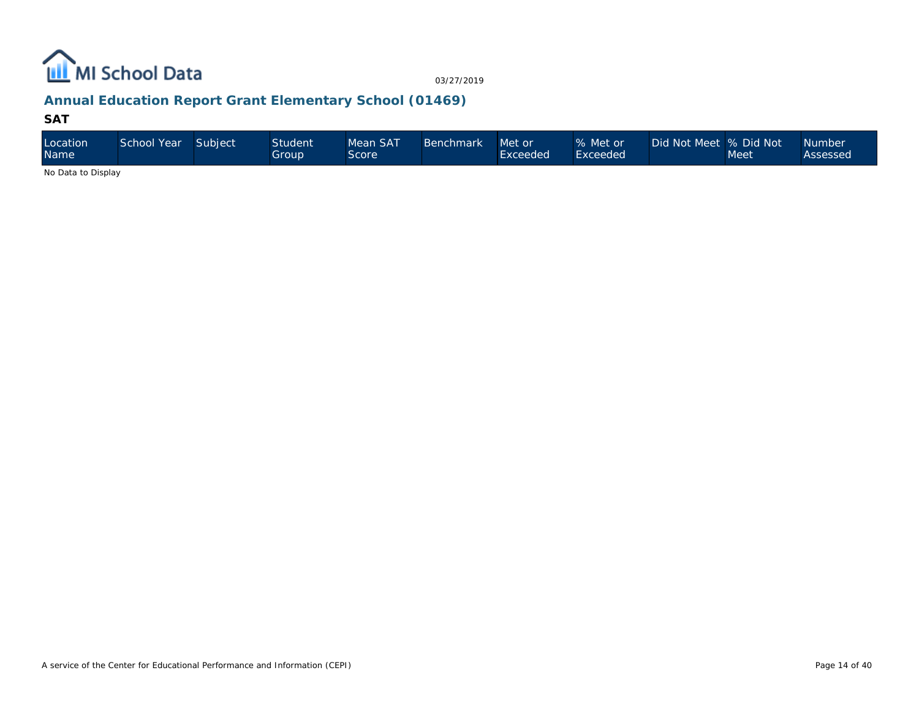## Annual Education Report Grant Elementary School (01469)

### SAT

| Location Name | School Year | Subject | Student Group | Mean SAT Score | Benchmark | Met or Exceeded | % Met or Exceeded | Did Not Meet | % Did Not Meet | Number Assessed |
|---|---|---|---|---|---|---|---|---|---|---|

No Data to Display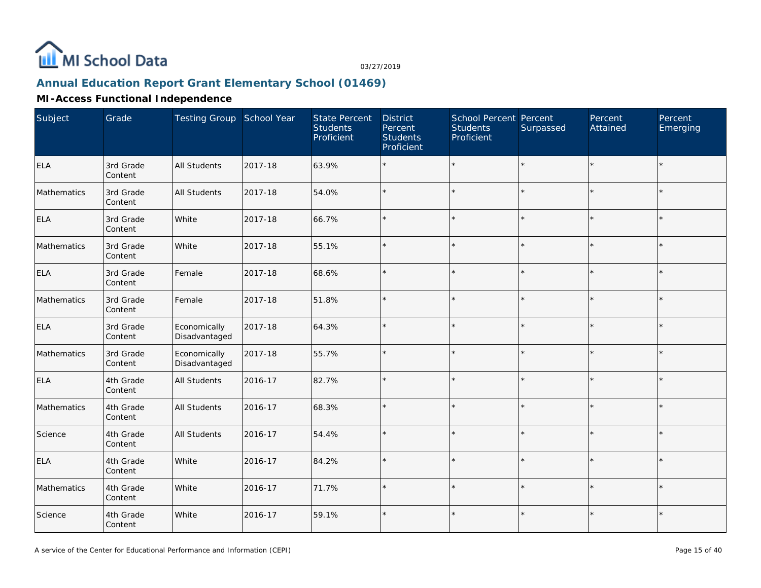## Annual Education Report Grant Elementary School (01469)

03/27/2019

### MI-Access Functional Independence

| Subject | Grade | Testing Group | School Year | State Percent Students Proficient | District Percent Students Proficient | School Percent Students Proficient | Percent Surpassed | Percent Attained | Percent Emerging |
|---|---|---|---|---|---|---|---|---|---|
| ELA | 3rd Grade Content | All Students | 2017-18 | 63.9% | * | * | * | * | * |
| Mathematics | 3rd Grade Content | All Students | 2017-18 | 54.0% | * | * | * | * | * |
| ELA | 3rd Grade Content | White | 2017-18 | 66.7% | * | * | * | * | * |
| Mathematics | 3rd Grade Content | White | 2017-18 | 55.1% | * | * | * | * | * |
| ELA | 3rd Grade Content | Female | 2017-18 | 68.6% | * | * | * | * | * |
| Mathematics | 3rd Grade Content | Female | 2017-18 | 51.8% | * | * | * | * | * |
| ELA | 3rd Grade Content | Economically Disadvantaged | 2017-18 | 64.3% | * | * | * | * | * |
| Mathematics | 3rd Grade Content | Economically Disadvantaged | 2017-18 | 55.7% | * | * | * | * | * |
| ELA | 4th Grade Content | All Students | 2016-17 | 82.7% | * | * | * | * | * |
| Mathematics | 4th Grade Content | All Students | 2016-17 | 68.3% | * | * | * | * | * |
| Science | 4th Grade Content | All Students | 2016-17 | 54.4% | * | * | * | * | * |
| ELA | 4th Grade Content | White | 2016-17 | 84.2% | * | * | * | * | * |
| Mathematics | 4th Grade Content | White | 2016-17 | 71.7% | * | * | * | * | * |
| Science | 4th Grade Content | White | 2016-17 | 59.1% | * | * | * | * | * |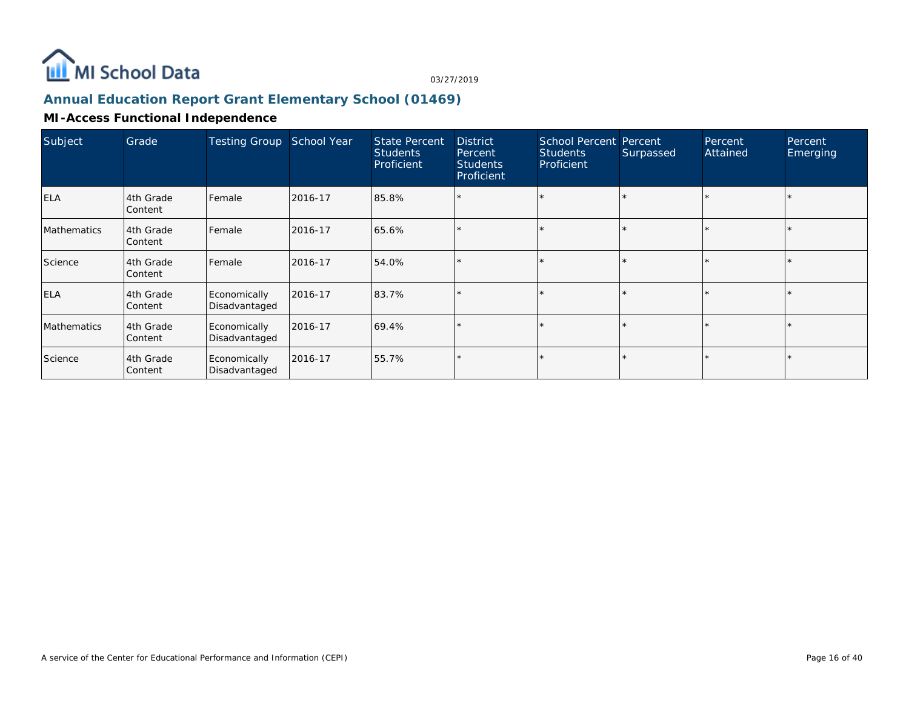## Annual Education Report Grant Elementary School (01469)

### MI-Access Functional Independence

| Subject | Grade | Testing Group | School Year | State Percent Students Proficient | District Percent Students Proficient | School Percent Students Proficient | Percent Surpassed | Percent Attained | Percent Emerging |
|---|---|---|---|---|---|---|---|---|---|
| ELA | 4th Grade Content | Female | 2016-17 | 85.8% | * | * | * | * | * |
| Mathematics | 4th Grade Content | Female | 2016-17 | 65.6% | * | * | * | * | * |
| Science | 4th Grade Content | Female | 2016-17 | 54.0% | * | * | * | * | * |
| ELA | 4th Grade Content | Economically Disadvantaged | 2016-17 | 83.7% | * | * | * | * | * |
| Mathematics | 4th Grade Content | Economically Disadvantaged | 2016-17 | 69.4% | * | * | * | * | * |
| Science | 4th Grade Content | Economically Disadvantaged | 2016-17 | 55.7% | * | * | * | * | * |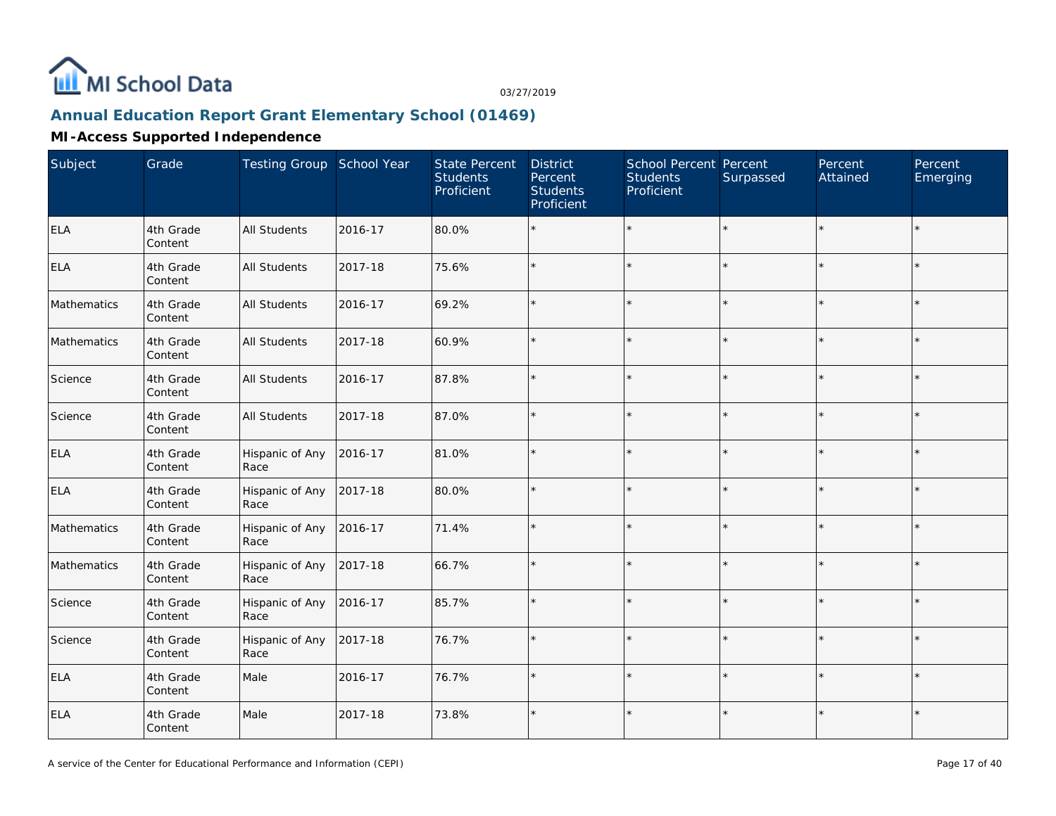## Annual Education Report Grant Elementary School (01469)

### MI-Access Supported Independence

| Subject | Grade | Testing Group | School Year | State Percent Students Proficient | District Percent Students Proficient | School Percent Students Proficient | Percent Surpassed | Percent Attained | Percent Emerging |
|---|---|---|---|---|---|---|---|---|---|
| ELA | 4th Grade Content | All Students | 2016-17 | 80.0% | * | * | * | * | * |
| ELA | 4th Grade Content | All Students | 2017-18 | 75.6% | * | * | * | * | * |
| Mathematics | 4th Grade Content | All Students | 2016-17 | 69.2% | * | * | * | * | * |
| Mathematics | 4th Grade Content | All Students | 2017-18 | 60.9% | * | * | * | * | * |
| Science | 4th Grade Content | All Students | 2016-17 | 87.8% | * | * | * | * | * |
| Science | 4th Grade Content | All Students | 2017-18 | 87.0% | * | * | * | * | * |
| ELA | 4th Grade Content | Hispanic of Any Race | 2016-17 | 81.0% | * | * | * | * | * |
| ELA | 4th Grade Content | Hispanic of Any Race | 2017-18 | 80.0% | * | * | * | * | * |
| Mathematics | 4th Grade Content | Hispanic of Any Race | 2016-17 | 71.4% | * | * | * | * | * |
| Mathematics | 4th Grade Content | Hispanic of Any Race | 2017-18 | 66.7% | * | * | * | * | * |
| Science | 4th Grade Content | Hispanic of Any Race | 2016-17 | 85.7% | * | * | * | * | * |
| Science | 4th Grade Content | Hispanic of Any Race | 2017-18 | 76.7% | * | * | * | * | * |
| ELA | 4th Grade Content | Male | 2016-17 | 76.7% | * | * | * | * | * |
| ELA | 4th Grade Content | Male | 2017-18 | 73.8% | * | * | * | * | * |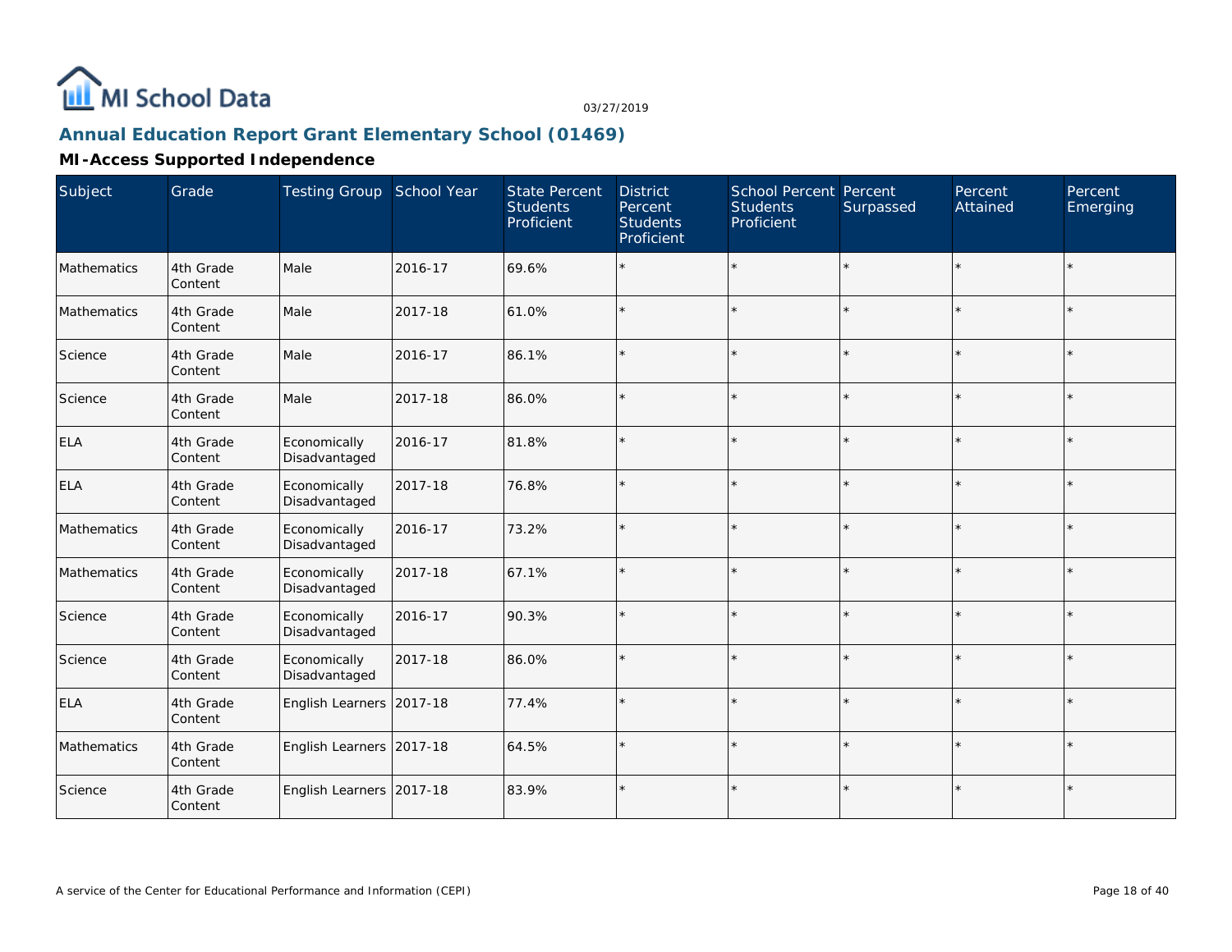# MI School Data

03/27/2019

## Annual Education Report Grant Elementary School (01469)

### MI-Access Supported Independence

| Subject | Grade | Testing Group | School Year | State Percent Students Proficient | District Percent Students Proficient | School Percent Students Proficient | Percent Surpassed | Percent Attained | Percent Emerging |
|---|---|---|---|---|---|---|---|---|---|
| Mathematics | 4th Grade Content | Male | 2016-17 | 69.6% | * | * | * | * | * |
| Mathematics | 4th Grade Content | Male | 2017-18 | 61.0% | * | * | * | * | * |
| Science | 4th Grade Content | Male | 2016-17 | 86.1% | * | * | * | * | * |
| Science | 4th Grade Content | Male | 2017-18 | 86.0% | * | * | * | * | * |
| ELA | 4th Grade Content | Economically Disadvantaged | 2016-17 | 81.8% | * | * | * | * | * |
| ELA | 4th Grade Content | Economically Disadvantaged | 2017-18 | 76.8% | * | * | * | * | * |
| Mathematics | 4th Grade Content | Economically Disadvantaged | 2016-17 | 73.2% | * | * | * | * | * |
| Mathematics | 4th Grade Content | Economically Disadvantaged | 2017-18 | 67.1% | * | * | * | * | * |
| Science | 4th Grade Content | Economically Disadvantaged | 2016-17 | 90.3% | * | * | * | * | * |
| Science | 4th Grade Content | Economically Disadvantaged | 2017-18 | 86.0% | * | * | * | * | * |
| ELA | 4th Grade Content | English Learners | 2017-18 | 77.4% | * | * | * | * | * |
| Mathematics | 4th Grade Content | English Learners | 2017-18 | 64.5% | * | * | * | * | * |
| Science | 4th Grade Content | English Learners | 2017-18 | 83.9% | * | * | * | * | * |

A service of the Center for Educational Performance and Information (CEPI)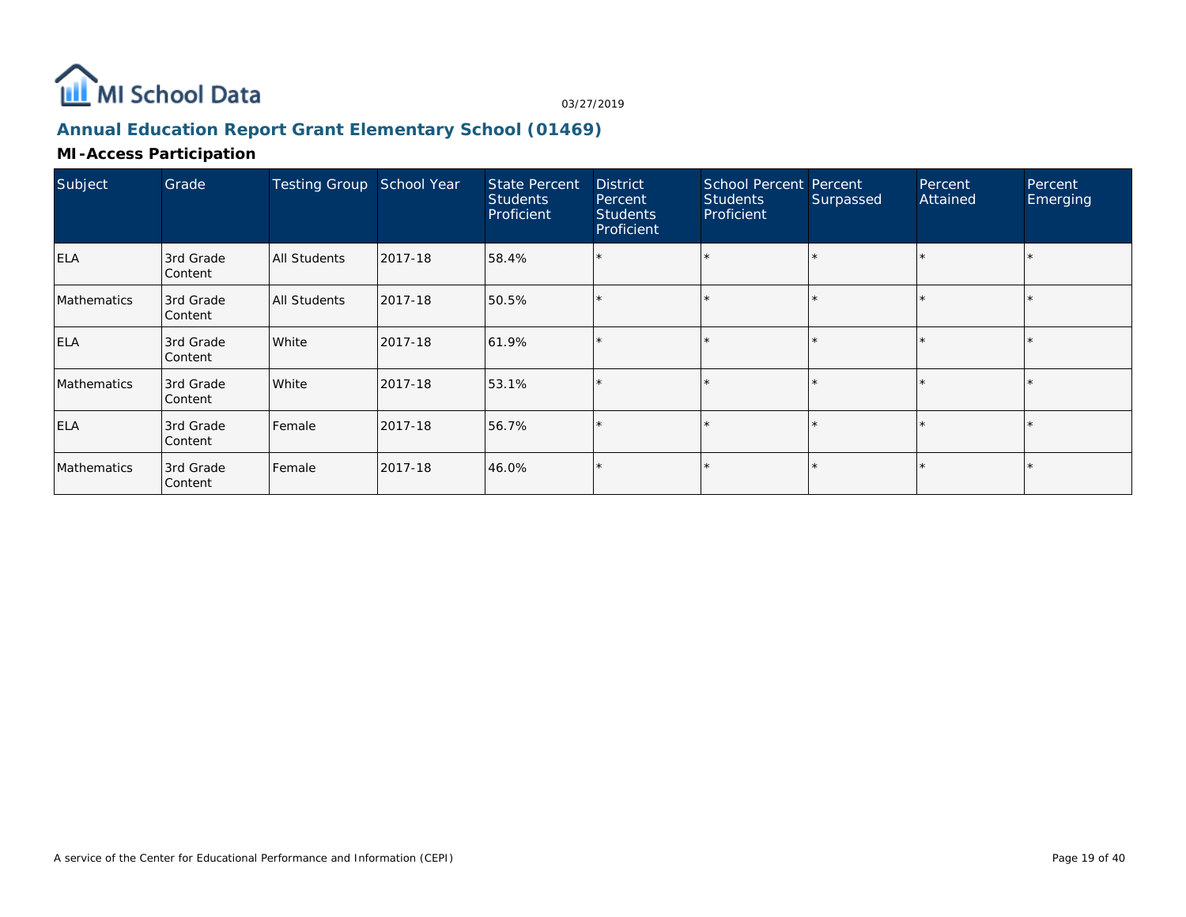# Annual Education Report Grant Elementary School (01469)

## MI-Access Participation

| Subject | Grade | Testing Group | School Year | State Percent Students Proficient | District Percent Students Proficient | School Percent Students Proficient | Percent Surpassed | Percent Attained | Percent Emerging |
|---|---|---|---|---|---|---|---|---|---|
| ELA | 3rd Grade Content | All Students | 2017-18 | 58.4% | * | * | * | * | * |
| Mathematics | 3rd Grade Content | All Students | 2017-18 | 50.5% | * | * | * | * | * |
| ELA | 3rd Grade Content | White | 2017-18 | 61.9% | * | * | * | * | * |
| Mathematics | 3rd Grade Content | White | 2017-18 | 53.1% | * | * | * | * | * |
| ELA | 3rd Grade Content | Female | 2017-18 | 56.7% | * | * | * | * | * |
| Mathematics | 3rd Grade Content | Female | 2017-18 | 46.0% | * | * | * | * | * |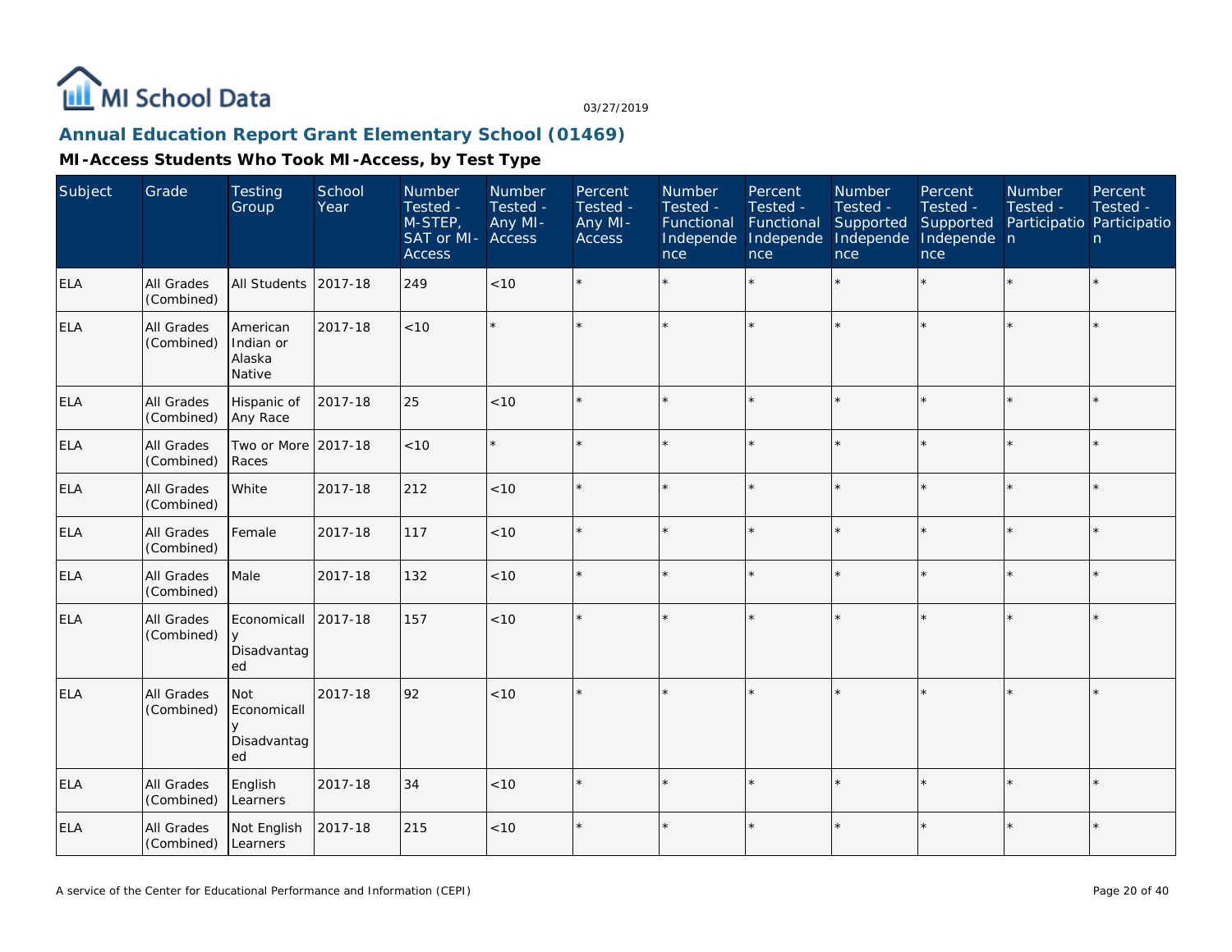## Annual Education Report Grant Elementary School (01469)

### MI-Access Students Who Took MI-Access, by Test Type

| Subject | Grade | Testing Group | School Year | Number Tested - M-STEP, SAT or MI-Access | Number Tested - Any MI-Access | Percent Tested - Any MI-Access | Number Tested - Functional Independence | Percent Tested - Functional Independence | Number Tested - Supported Independence | Percent Tested - Supported Independence | Number Tested - Participation | Percent Tested - Participation |
|---|---|---|---|---|---|---|---|---|---|---|---|---|
| ELA | All Grades (Combined) | All Students | 2017-18 | 249 | <10 | * | * | * | * | * | * | * |
| ELA | All Grades (Combined) | American Indian or Alaska Native | 2017-18 | <10 | * | * | * | * | * | * | * | * |
| ELA | All Grades (Combined) | Hispanic of Any Race | 2017-18 | 25 | <10 | * | * | * | * | * | * | * |
| ELA | All Grades (Combined) | Two or More Races | 2017-18 | <10 | * | * | * | * | * | * | * | * |
| ELA | All Grades (Combined) | White | 2017-18 | 212 | <10 | * | * | * | * | * | * | * |
| ELA | All Grades (Combined) | Female | 2017-18 | 117 | <10 | * | * | * | * | * | * | * |
| ELA | All Grades (Combined) | Male | 2017-18 | 132 | <10 | * | * | * | * | * | * | * |
| ELA | All Grades (Combined) | Economically Disadvantaged | 2017-18 | 157 | <10 | * | * | * | * | * | * | * |
| ELA | All Grades (Combined) | Not Economically Disadvantaged | 2017-18 | 92 | <10 | * | * | * | * | * | * | * |
| ELA | All Grades (Combined) | English Learners | 2017-18 | 34 | <10 | * | * | * | * | * | * | * |
| ELA | All Grades (Combined) | Not English Learners | 2017-18 | 215 | <10 | * | * | * | * | * | * | * |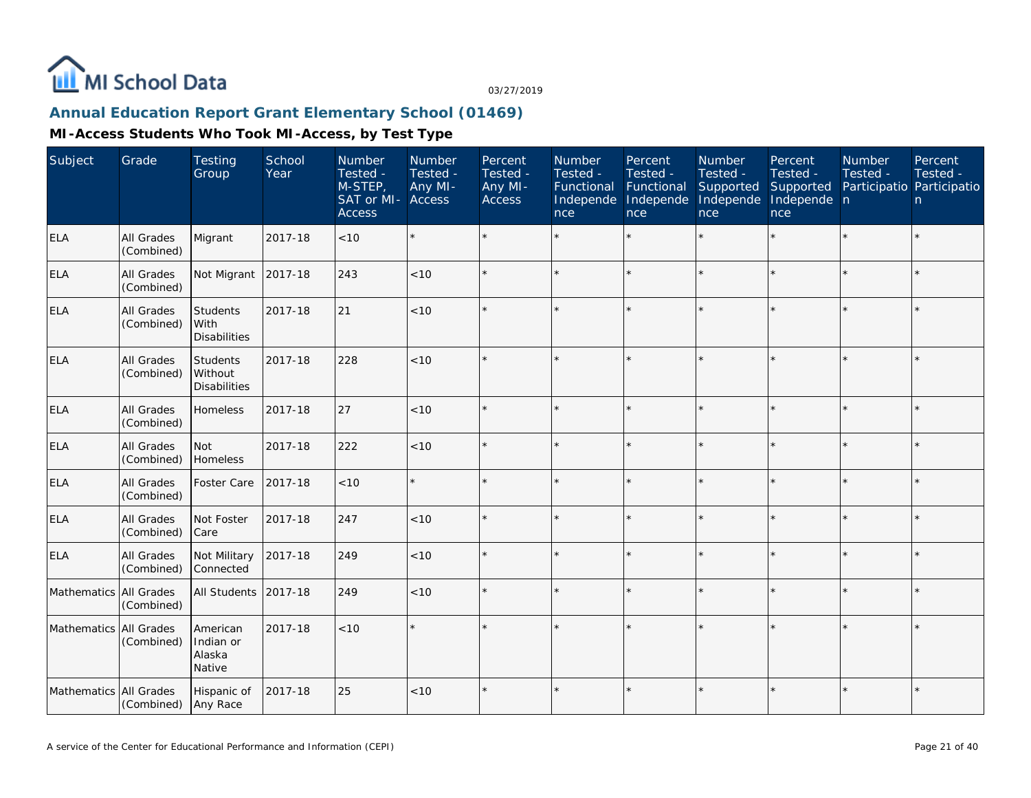MI School Data

03/27/2019

## Annual Education Report Grant Elementary School (01469)

### MI-Access Students Who Took MI-Access, by Test Type

| Subject | Grade | Testing Group | School Year | Number Tested - M-STEP, SAT or MI-Access | Number Tested - Any MI-Access | Percent Tested - Any MI-Access | Number Tested - Functional Independence | Percent Tested - Functional Independence | Number Tested - Supported Independence | Percent Tested - Supported Independence | Number Tested - Participation | Percent Tested - Participation |
|---|---|---|---|---|---|---|---|---|---|---|---|---|
| ELA | All Grades (Combined) | Migrant | 2017-18 | <10 | * | * | * | * | * | * | * | * |
| ELA | All Grades (Combined) | Not Migrant | 2017-18 | 243 | <10 | * | * | * | * | * | * | * |
| ELA | All Grades (Combined) | Students With Disabilities | 2017-18 | 21 | <10 | * | * | * | * | * | * | * |
| ELA | All Grades (Combined) | Students Without Disabilities | 2017-18 | 228 | <10 | * | * | * | * | * | * | * |
| ELA | All Grades (Combined) | Homeless | 2017-18 | 27 | <10 | * | * | * | * | * | * | * |
| ELA | All Grades (Combined) | Not Homeless | 2017-18 | 222 | <10 | * | * | * | * | * | * | * |
| ELA | All Grades (Combined) | Foster Care | 2017-18 | <10 | * | * | * | * | * | * | * | * |
| ELA | All Grades (Combined) | Not Foster Care | 2017-18 | 247 | <10 | * | * | * | * | * | * | * |
| ELA | All Grades (Combined) | Not Military Connected | 2017-18 | 249 | <10 | * | * | * | * | * | * | * |
| Mathematics | All Grades (Combined) | All Students | 2017-18 | 249 | <10 | * | * | * | * | * | * | * |
| Mathematics | All Grades (Combined) | American Indian or Alaska Native | 2017-18 | <10 | * | * | * | * | * | * | * | * |
| Mathematics | All Grades (Combined) | Hispanic of Any Race | 2017-18 | 25 | <10 | * | * | * | * | * | * | * |

A service of the Center for Educational Performance and Information (CEPI)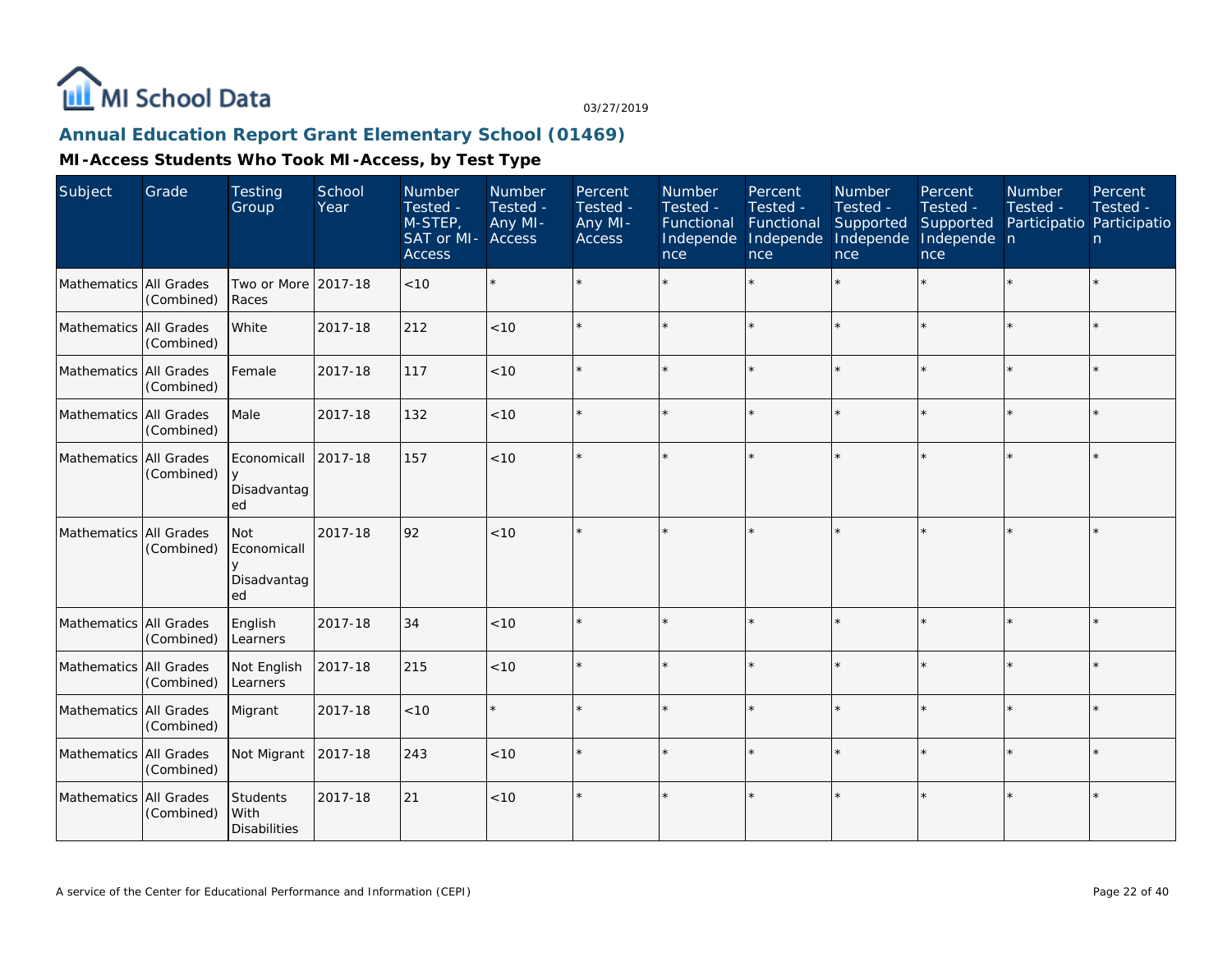MI School Data

03/27/2019

## Annual Education Report Grant Elementary School (01469)

### MI-Access Students Who Took MI-Access, by Test Type

| Subject | Grade | Testing Group | School Year | Number Tested - M-STEP, SAT or MI-Access | Number Tested - Any MI-Access | Percent Tested - Any MI-Access | Number Tested - Functional Independence | Percent Tested - Functional Independence | Number Tested - Supported Independence | Percent Tested - Supported Independence | Number Tested - Participation | Percent Tested - Participation |
|---|---|---|---|---|---|---|---|---|---|---|---|---|
| Mathematics | All Grades (Combined) | Two or More Races | 2017-18 | <10 | * | * | * | * | * | * | * | * |
| Mathematics | All Grades (Combined) | White | 2017-18 | 212 | <10 | * | * | * | * | * | * | * |
| Mathematics | All Grades (Combined) | Female | 2017-18 | 117 | <10 | * | * | * | * | * | * | * |
| Mathematics | All Grades (Combined) | Male | 2017-18 | 132 | <10 | * | * | * | * | * | * | * |
| Mathematics | All Grades (Combined) | Economically Disadvantaged | 2017-18 | 157 | <10 | * | * | * | * | * | * | * |
| Mathematics | All Grades (Combined) | Not Economically Disadvantaged | 2017-18 | 92 | <10 | * | * | * | * | * | * | * |
| Mathematics | All Grades (Combined) | English Learners | 2017-18 | 34 | <10 | * | * | * | * | * | * | * |
| Mathematics | All Grades (Combined) | Not English Learners | 2017-18 | 215 | <10 | * | * | * | * | * | * | * |
| Mathematics | All Grades (Combined) | Migrant | 2017-18 | <10 | * | * | * | * | * | * | * | * |
| Mathematics | All Grades (Combined) | Not Migrant | 2017-18 | 243 | <10 | * | * | * | * | * | * | * |
| Mathematics | All Grades (Combined) | Students With Disabilities | 2017-18 | 21 | <10 | * | * | * | * | * | * | * |

A service of the Center for Educational Performance and Information (CEPI)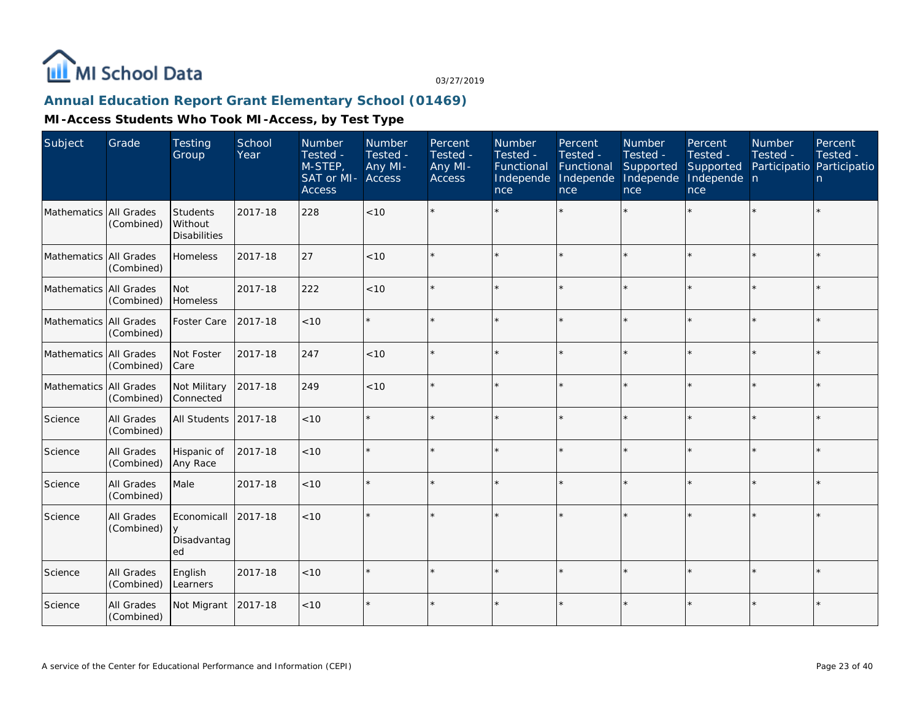## Annual Education Report Grant Elementary School (01469)

### MI-Access Students Who Took MI-Access, by Test Type

| Subject | Grade | Testing Group | School Year | Number Tested - M-STEP, SAT or MI-Access | Number Tested - Any MI-Access | Percent Tested - Any MI-Access | Number Tested - Functional Independence | Percent Tested - Functional Independence | Number Tested - Supported Independence | Percent Tested - Supported Independence | Number Tested - Participation | Percent Tested - Participation |
|---|---|---|---|---|---|---|---|---|---|---|---|---|
| Mathematics | All Grades (Combined) | Students Without Disabilities | 2017-18 | 228 | <10 | * | * | * | * | * | * | * |
| Mathematics | All Grades (Combined) | Homeless | 2017-18 | 27 | <10 | * | * | * | * | * | * | * |
| Mathematics | All Grades (Combined) | Not Homeless | 2017-18 | 222 | <10 | * | * | * | * | * | * | * |
| Mathematics | All Grades (Combined) | Foster Care | 2017-18 | <10 | * | * | * | * | * | * | * | * |
| Mathematics | All Grades (Combined) | Not Foster Care | 2017-18 | 247 | <10 | * | * | * | * | * | * | * |
| Mathematics | All Grades (Combined) | Not Military Connected | 2017-18 | 249 | <10 | * | * | * | * | * | * | * |
| Science | All Grades (Combined) | All Students | 2017-18 | <10 | * | * | * | * | * | * | * | * |
| Science | All Grades (Combined) | Hispanic of Any Race | 2017-18 | <10 | * | * | * | * | * | * | * | * |
| Science | All Grades (Combined) | Male | 2017-18 | <10 | * | * | * | * | * | * | * | * |
| Science | All Grades (Combined) | Economically Disadvantaged | 2017-18 | <10 | * | * | * | * | * | * | * | * |
| Science | All Grades (Combined) | English Learners | 2017-18 | <10 | * | * | * | * | * | * | * | * |
| Science | All Grades (Combined) | Not Migrant | 2017-18 | <10 | * | * | * | * | * | * | * | * |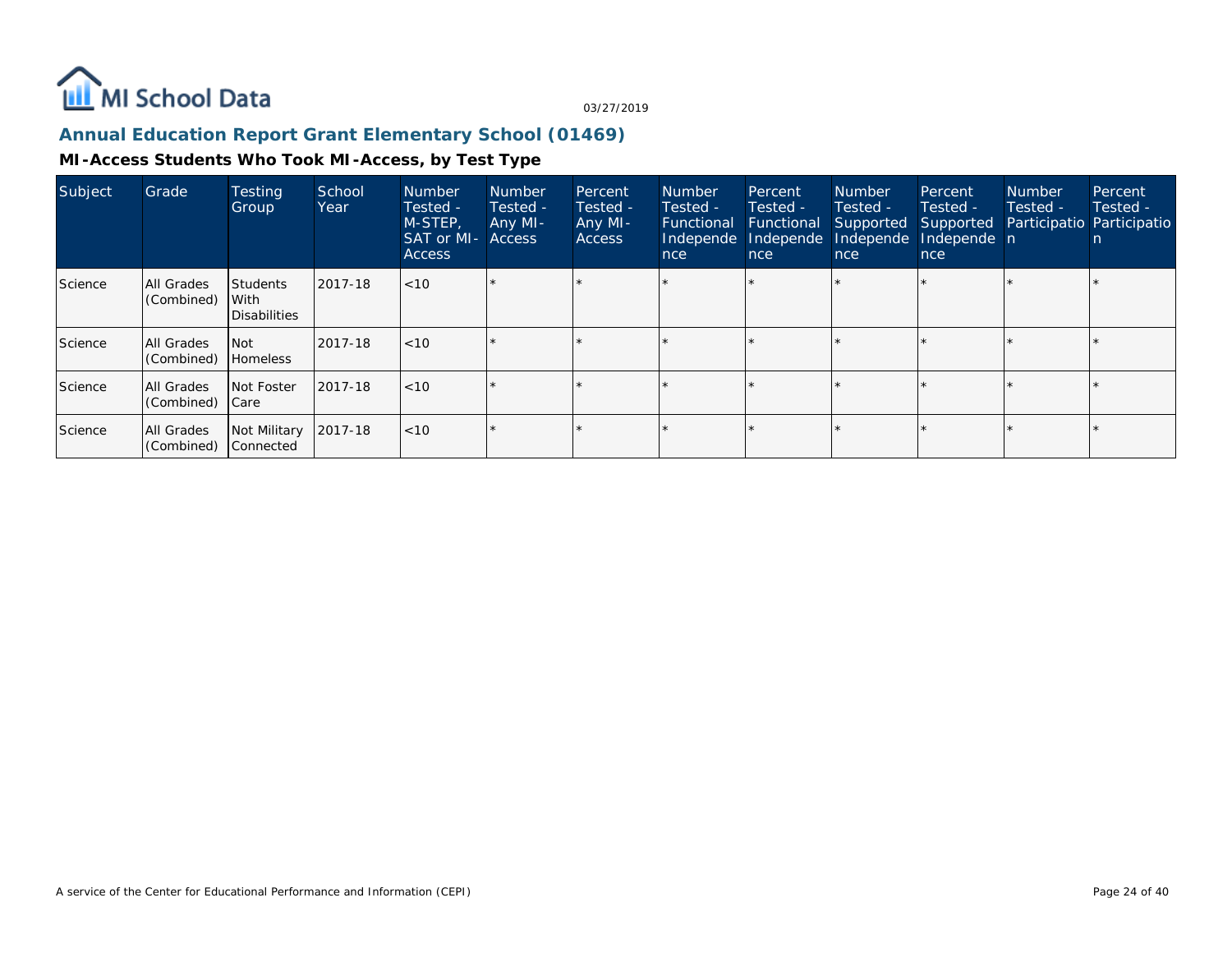MI School Data

03/27/2019

## Annual Education Report Grant Elementary School (01469)

### MI-Access Students Who Took MI-Access, by Test Type

| Subject | Grade | Testing Group | School Year | Number Tested - M-STEP, SAT or MI-Access | Number Tested - Any MI-Access | Percent Tested - Any MI-Access | Number Tested - Functional Independence | Percent Tested - Functional Independence | Number Tested - Supported Independence | Percent Tested - Supported Independence | Number Tested - Participation | Percent Tested - Participation |
|---|---|---|---|---|---|---|---|---|---|---|---|---|
| Science | All Grades (Combined) | Students With Disabilities | 2017-18 | <10 | * | * | * | * | * | * | * | * |
| Science | All Grades (Combined) | Not Homeless | 2017-18 | <10 | * | * | * | * | * | * | * | * |
| Science | All Grades (Combined) | Not Foster Care | 2017-18 | <10 | * | * | * | * | * | * | * | * |
| Science | All Grades (Combined) | Not Military Connected | 2017-18 | <10 | * | * | * | * | * | * | * | * |

A service of the Center for Educational Performance and Information (CEPI)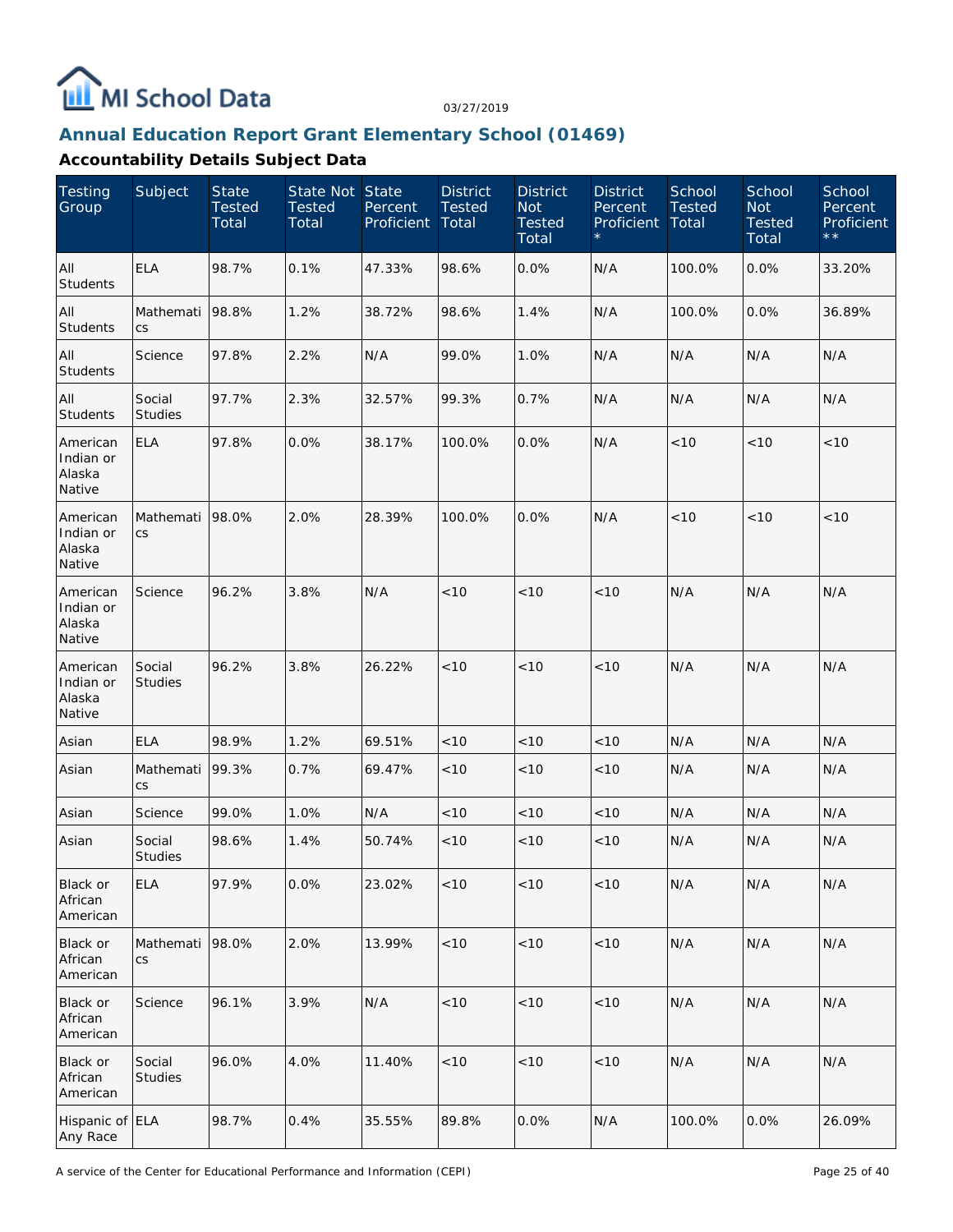MI School Data

03/27/2019

## Annual Education Report Grant Elementary School (01469)

### Accountability Details Subject Data

| Testing Group | Subject | State Tested Total | State Not Tested Total | State Percent Proficient | District Tested Total | District Not Tested Total | District Percent Proficient * | School Tested Total | School Not Tested Total | School Percent Proficient ** |
|---|---|---|---|---|---|---|---|---|---|---|
| All Students | ELA | 98.7% | 0.1% | 47.33% | 98.6% | 0.0% | N/A | 100.0% | 0.0% | 33.20% |
| All Students | Mathematics | 98.8% | 1.2% | 38.72% | 98.6% | 1.4% | N/A | 100.0% | 0.0% | 36.89% |
| All Students | Science | 97.8% | 2.2% | N/A | 99.0% | 1.0% | N/A | N/A | N/A | N/A |
| All Students | Social Studies | 97.7% | 2.3% | 32.57% | 99.3% | 0.7% | N/A | N/A | N/A | N/A |
| American Indian or Alaska Native | ELA | 97.8% | 0.0% | 38.17% | 100.0% | 0.0% | N/A | <10 | <10 | <10 |
| American Indian or Alaska Native | Mathematics | 98.0% | 2.0% | 28.39% | 100.0% | 0.0% | N/A | <10 | <10 | <10 |
| American Indian or Alaska Native | Science | 96.2% | 3.8% | N/A | <10 | <10 | <10 | N/A | N/A | N/A |
| American Indian or Alaska Native | Social Studies | 96.2% | 3.8% | 26.22% | <10 | <10 | <10 | N/A | N/A | N/A |
| Asian | ELA | 98.9% | 1.2% | 69.51% | <10 | <10 | <10 | N/A | N/A | N/A |
| Asian | Mathematics | 99.3% | 0.7% | 69.47% | <10 | <10 | <10 | N/A | N/A | N/A |
| Asian | Science | 99.0% | 1.0% | N/A | <10 | <10 | <10 | N/A | N/A | N/A |
| Asian | Social Studies | 98.6% | 1.4% | 50.74% | <10 | <10 | <10 | N/A | N/A | N/A |
| Black or African American | ELA | 97.9% | 0.0% | 23.02% | <10 | <10 | <10 | N/A | N/A | N/A |
| Black or African American | Mathematics | 98.0% | 2.0% | 13.99% | <10 | <10 | <10 | N/A | N/A | N/A |
| Black or African American | Science | 96.1% | 3.9% | N/A | <10 | <10 | <10 | N/A | N/A | N/A |
| Black or African American | Social Studies | 96.0% | 4.0% | 11.40% | <10 | <10 | <10 | N/A | N/A | N/A |
| Hispanic of Any Race | ELA | 98.7% | 0.4% | 35.55% | 89.8% | 0.0% | N/A | 100.0% | 0.0% | 26.09% |

A service of the Center for Educational Performance and Information (CEPI)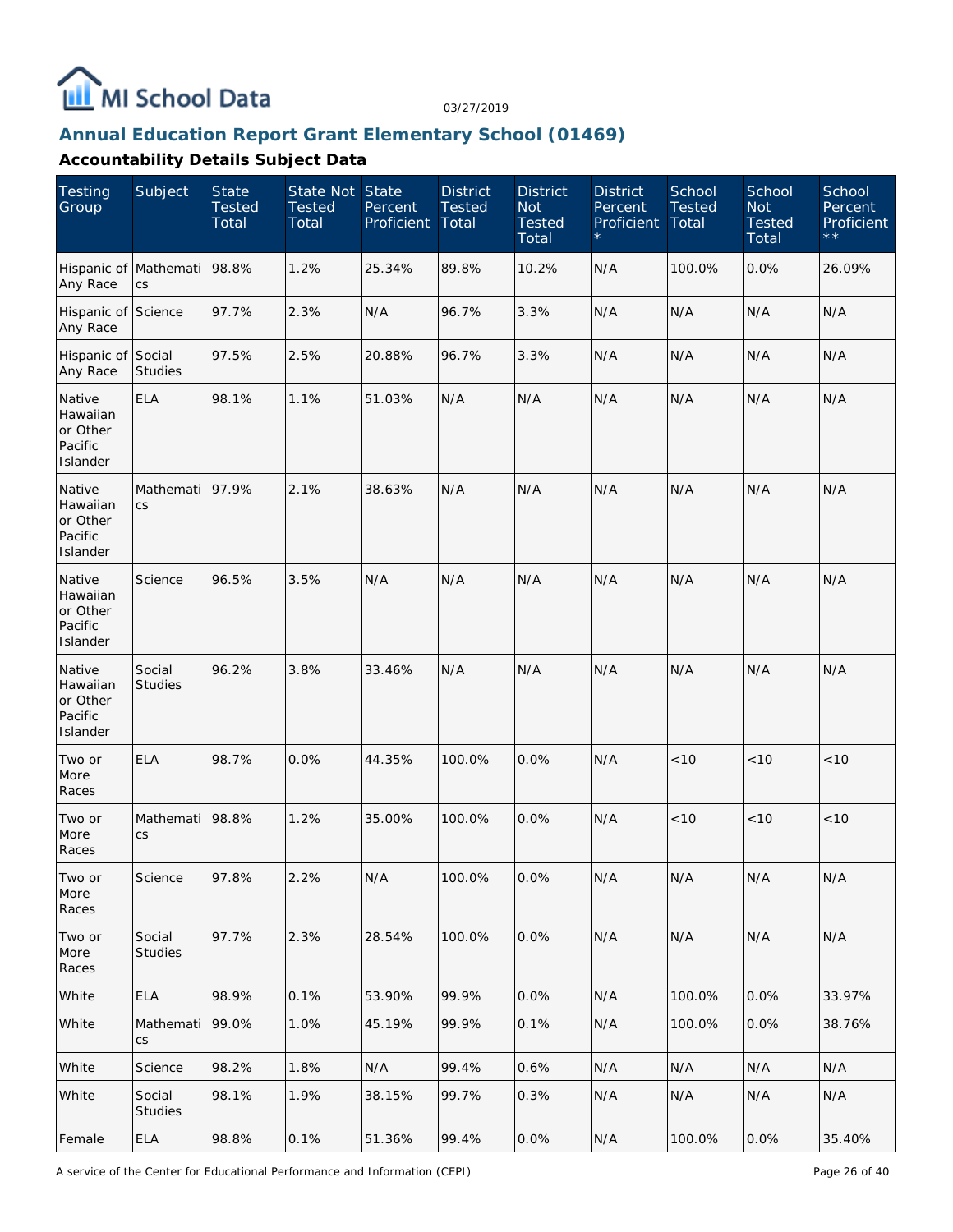## Annual Education Report Grant Elementary School (01469)

### Accountability Details Subject Data

| Testing Group | Subject | State Tested Total | State Not Tested Total | State Percent Proficient | District Tested Total | District Not Tested Total | District Percent Proficient * | School Tested Total | School Not Tested Total | School Percent Proficient ** |
|---|---|---|---|---|---|---|---|---|---|---|
| Hispanic of Any Race | Mathematics | 98.8% | 1.2% | 25.34% | 89.8% | 10.2% | N/A | 100.0% | 0.0% | 26.09% |
| Hispanic of Any Race | Science | 97.7% | 2.3% | N/A | 96.7% | 3.3% | N/A | N/A | N/A | N/A |
| Hispanic of Any Race | Social Studies | 97.5% | 2.5% | 20.88% | 96.7% | 3.3% | N/A | N/A | N/A | N/A |
| Native Hawaiian or Other Pacific Islander | ELA | 98.1% | 1.1% | 51.03% | N/A | N/A | N/A | N/A | N/A | N/A |
| Native Hawaiian or Other Pacific Islander | Mathematics | 97.9% | 2.1% | 38.63% | N/A | N/A | N/A | N/A | N/A | N/A |
| Native Hawaiian or Other Pacific Islander | Science | 96.5% | 3.5% | N/A | N/A | N/A | N/A | N/A | N/A | N/A |
| Native Hawaiian or Other Pacific Islander | Social Studies | 96.2% | 3.8% | 33.46% | N/A | N/A | N/A | N/A | N/A | N/A |
| Two or More Races | ELA | 98.7% | 0.0% | 44.35% | 100.0% | 0.0% | N/A | <10 | <10 | <10 |
| Two or More Races | Mathematics | 98.8% | 1.2% | 35.00% | 100.0% | 0.0% | N/A | <10 | <10 | <10 |
| Two or More Races | Science | 97.8% | 2.2% | N/A | 100.0% | 0.0% | N/A | N/A | N/A | N/A |
| Two or More Races | Social Studies | 97.7% | 2.3% | 28.54% | 100.0% | 0.0% | N/A | N/A | N/A | N/A |
| White | ELA | 98.9% | 0.1% | 53.90% | 99.9% | 0.0% | N/A | 100.0% | 0.0% | 33.97% |
| White | Mathematics | 99.0% | 1.0% | 45.19% | 99.9% | 0.1% | N/A | 100.0% | 0.0% | 38.76% |
| White | Science | 98.2% | 1.8% | N/A | 99.4% | 0.6% | N/A | N/A | N/A | N/A |
| White | Social Studies | 98.1% | 1.9% | 38.15% | 99.7% | 0.3% | N/A | N/A | N/A | N/A |
| Female | ELA | 98.8% | 0.1% | 51.36% | 99.4% | 0.0% | N/A | 100.0% | 0.0% | 35.40% |

A service of the Center for Educational Performance and Information (CEPI)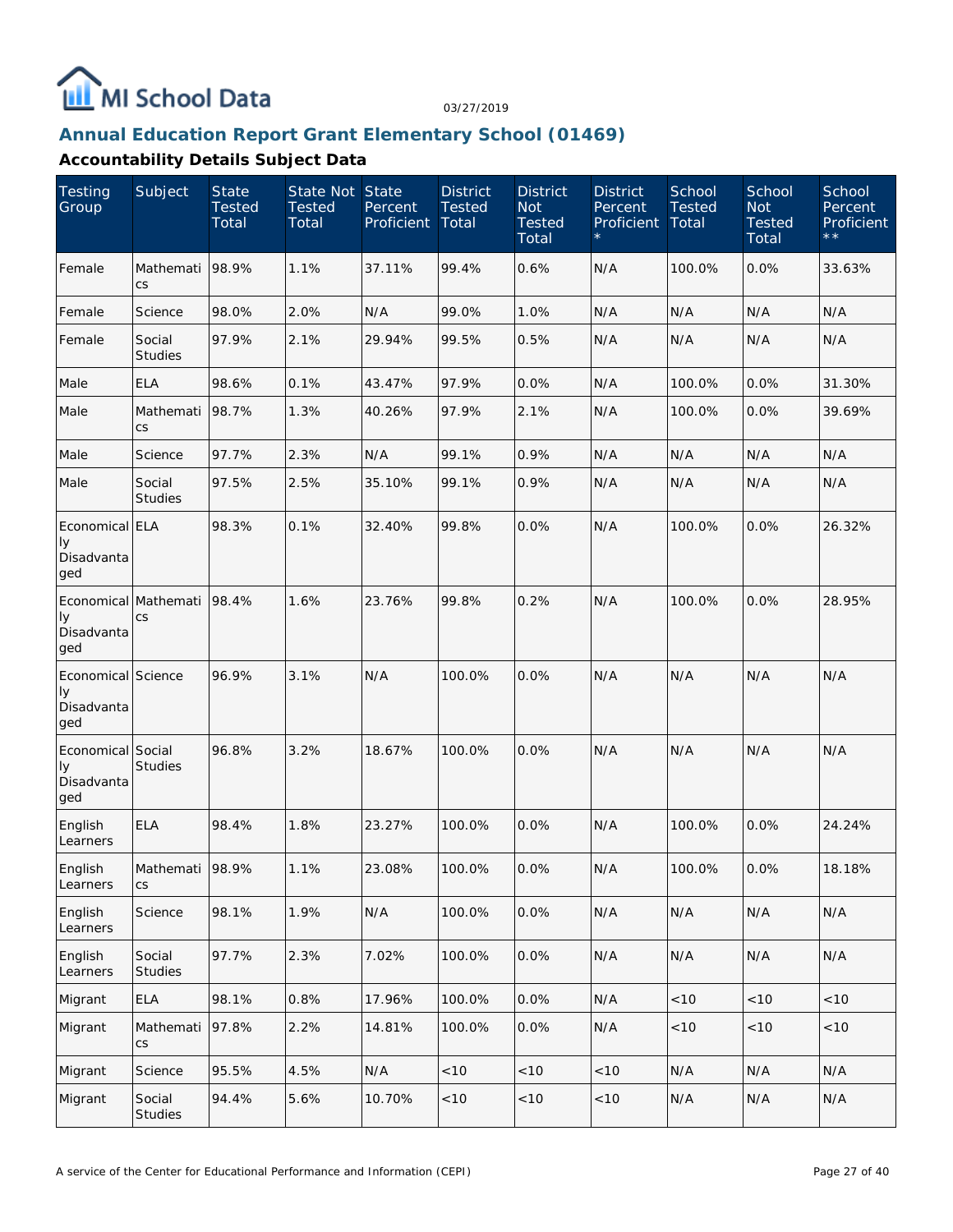MI School Data

03/27/2019

## Annual Education Report Grant Elementary School (01469)

### Accountability Details Subject Data

| Testing Group | Subject | State Tested Total | State Not Tested Total | State Percent Proficient | District Tested Total | District Not Tested Total | District Percent Proficient * | School Tested Total | School Not Tested Total | School Percent Proficient ** |
|---|---|---|---|---|---|---|---|---|---|---|
| Female | Mathematics | 98.9% | 1.1% | 37.11% | 99.4% | 0.6% | N/A | 100.0% | 0.0% | 33.63% |
| Female | Science | 98.0% | 2.0% | N/A | 99.0% | 1.0% | N/A | N/A | N/A | N/A |
| Female | Social Studies | 97.9% | 2.1% | 29.94% | 99.5% | 0.5% | N/A | N/A | N/A | N/A |
| Male | ELA | 98.6% | 0.1% | 43.47% | 97.9% | 0.0% | N/A | 100.0% | 0.0% | 31.30% |
| Male | Mathematics | 98.7% | 1.3% | 40.26% | 97.9% | 2.1% | N/A | 100.0% | 0.0% | 39.69% |
| Male | Science | 97.7% | 2.3% | N/A | 99.1% | 0.9% | N/A | N/A | N/A | N/A |
| Male | Social Studies | 97.5% | 2.5% | 35.10% | 99.1% | 0.9% | N/A | N/A | N/A | N/A |
| Economically Disadvantaged | ELA | 98.3% | 0.1% | 32.40% | 99.8% | 0.0% | N/A | 100.0% | 0.0% | 26.32% |
| Economically Disadvantaged | Mathematics | 98.4% | 1.6% | 23.76% | 99.8% | 0.2% | N/A | 100.0% | 0.0% | 28.95% |
| Economically Disadvantaged | Science | 96.9% | 3.1% | N/A | 100.0% | 0.0% | N/A | N/A | N/A | N/A |
| Economically Disadvantaged | Social Studies | 96.8% | 3.2% | 18.67% | 100.0% | 0.0% | N/A | N/A | N/A | N/A |
| English Learners | ELA | 98.4% | 1.8% | 23.27% | 100.0% | 0.0% | N/A | 100.0% | 0.0% | 24.24% |
| English Learners | Mathematics | 98.9% | 1.1% | 23.08% | 100.0% | 0.0% | N/A | 100.0% | 0.0% | 18.18% |
| English Learners | Science | 98.1% | 1.9% | N/A | 100.0% | 0.0% | N/A | N/A | N/A | N/A |
| English Learners | Social Studies | 97.7% | 2.3% | 7.02% | 100.0% | 0.0% | N/A | N/A | N/A | N/A |
| Migrant | ELA | 98.1% | 0.8% | 17.96% | 100.0% | 0.0% | N/A | <10 | <10 | <10 |
| Migrant | Mathematics | 97.8% | 2.2% | 14.81% | 100.0% | 0.0% | N/A | <10 | <10 | <10 |
| Migrant | Science | 95.5% | 4.5% | N/A | <10 | <10 | <10 | N/A | N/A | N/A |
| Migrant | Social Studies | 94.4% | 5.6% | 10.70% | <10 | <10 | <10 | N/A | N/A | N/A |

A service of the Center for Educational Performance and Information (CEPI)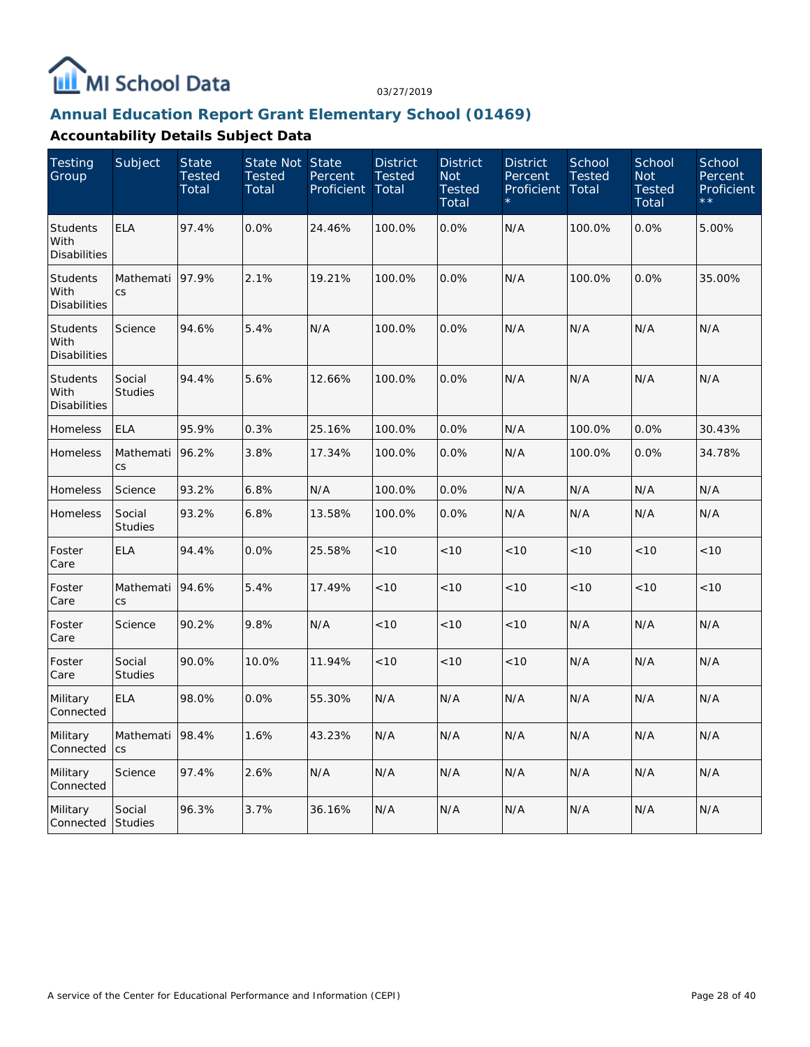## Annual Education Report Grant Elementary School (01469)

### Accountability Details Subject Data

| Testing Group | Subject | State Tested Total | State Not Tested Total | State Percent Proficient | District Tested Total | District Not Tested Total | District Percent Proficient * | School Tested Total | School Not Tested Total | School Percent Proficient ** |
|---|---|---|---|---|---|---|---|---|---|---|
| Students With Disabilities | ELA | 97.4% | 0.0% | 24.46% | 100.0% | 0.0% | N/A | 100.0% | 0.0% | 5.00% |
| Students With Disabilities | Mathematics | 97.9% | 2.1% | 19.21% | 100.0% | 0.0% | N/A | 100.0% | 0.0% | 35.00% |
| Students With Disabilities | Science | 94.6% | 5.4% | N/A | 100.0% | 0.0% | N/A | N/A | N/A | N/A |
| Students With Disabilities | Social Studies | 94.4% | 5.6% | 12.66% | 100.0% | 0.0% | N/A | N/A | N/A | N/A |
| Homeless | ELA | 95.9% | 0.3% | 25.16% | 100.0% | 0.0% | N/A | 100.0% | 0.0% | 30.43% |
| Homeless | Mathematics | 96.2% | 3.8% | 17.34% | 100.0% | 0.0% | N/A | 100.0% | 0.0% | 34.78% |
| Homeless | Science | 93.2% | 6.8% | N/A | 100.0% | 0.0% | N/A | N/A | N/A | N/A |
| Homeless | Social Studies | 93.2% | 6.8% | 13.58% | 100.0% | 0.0% | N/A | N/A | N/A | N/A |
| Foster Care | ELA | 94.4% | 0.0% | 25.58% | <10 | <10 | <10 | <10 | <10 | <10 |
| Foster Care | Mathematics | 94.6% | 5.4% | 17.49% | <10 | <10 | <10 | <10 | <10 | <10 |
| Foster Care | Science | 90.2% | 9.8% | N/A | <10 | <10 | <10 | N/A | N/A | N/A |
| Foster Care | Social Studies | 90.0% | 10.0% | 11.94% | <10 | <10 | <10 | N/A | N/A | N/A |
| Military Connected | ELA | 98.0% | 0.0% | 55.30% | N/A | N/A | N/A | N/A | N/A | N/A |
| Military Connected | Mathematics | 98.4% | 1.6% | 43.23% | N/A | N/A | N/A | N/A | N/A | N/A |
| Military Connected | Science | 97.4% | 2.6% | N/A | N/A | N/A | N/A | N/A | N/A | N/A |
| Military Connected | Social Studies | 96.3% | 3.7% | 36.16% | N/A | N/A | N/A | N/A | N/A | N/A |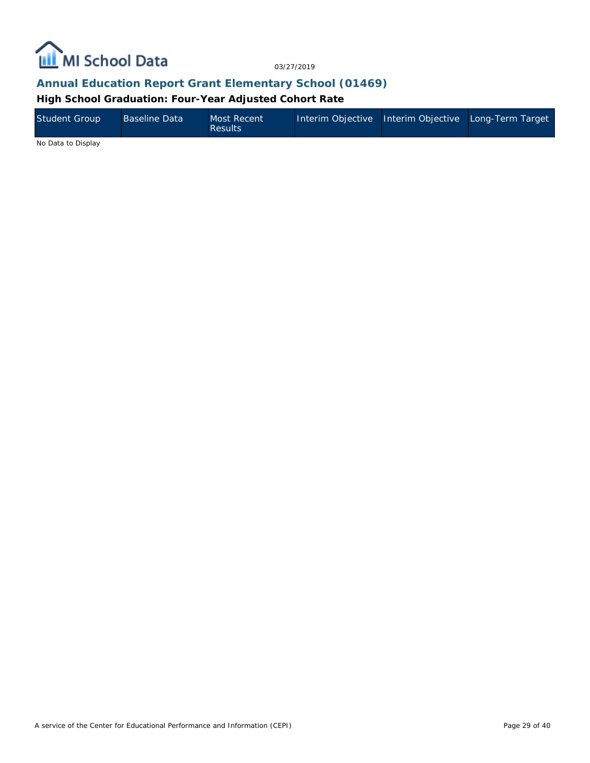## Annual Education Report Grant Elementary School (01469)

### High School Graduation: Four-Year Adjusted Cohort Rate

| Student Group | Baseline Data | Most Recent Results | Interim Objective | Interim Objective | Long-Term Target |
|---|---|---|---|---|---|

No Data to Display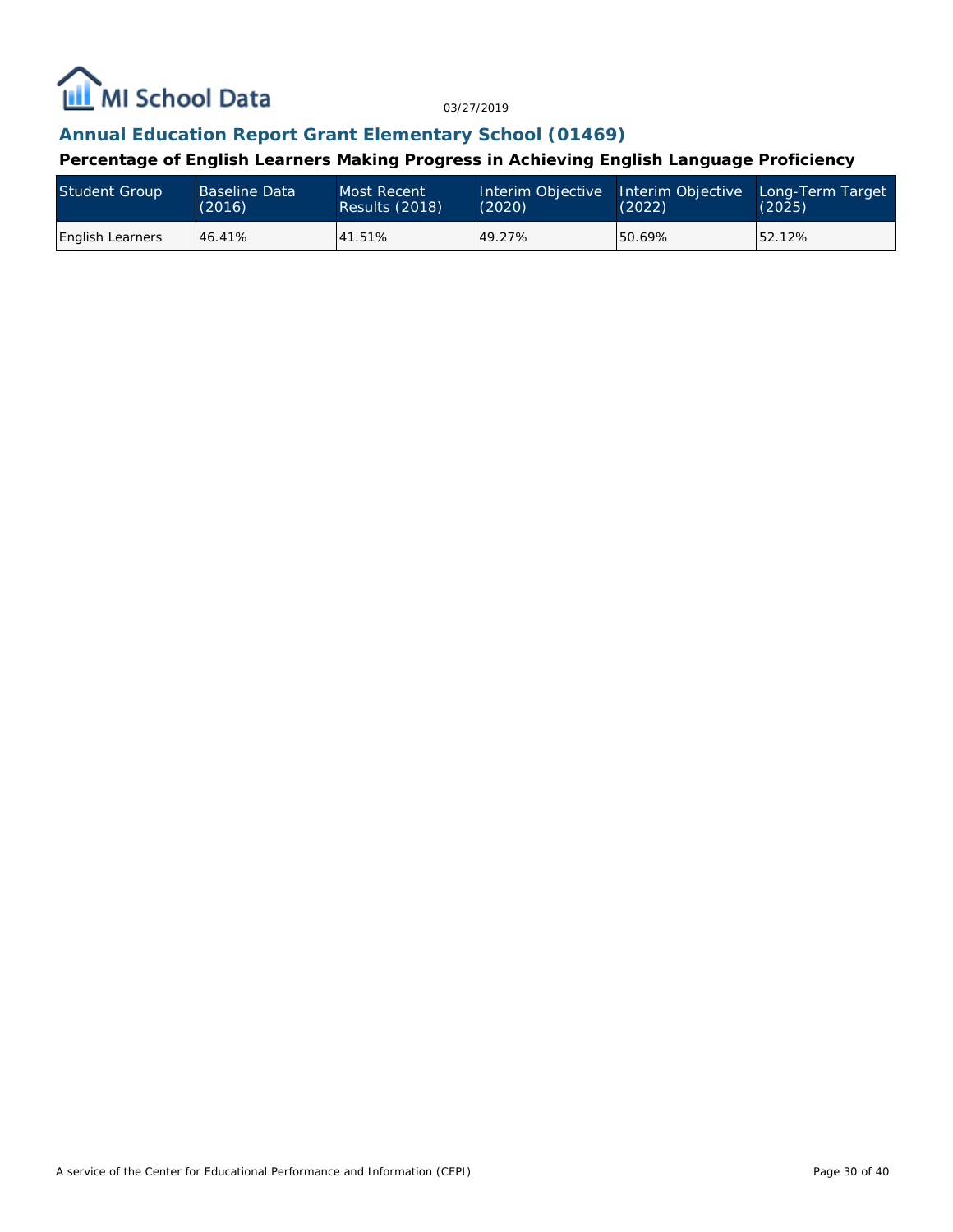## Annual Education Report Grant Elementary School (01469)

### Percentage of English Learners Making Progress in Achieving English Language Proficiency

| Student Group | Baseline Data (2016) | Most Recent Results (2018) | Interim Objective (2020) | Interim Objective (2022) | Long-Term Target (2025) |
|---|---|---|---|---|---|
| English Learners | 46.41% | 41.51% | 49.27% | 50.69% | 52.12% |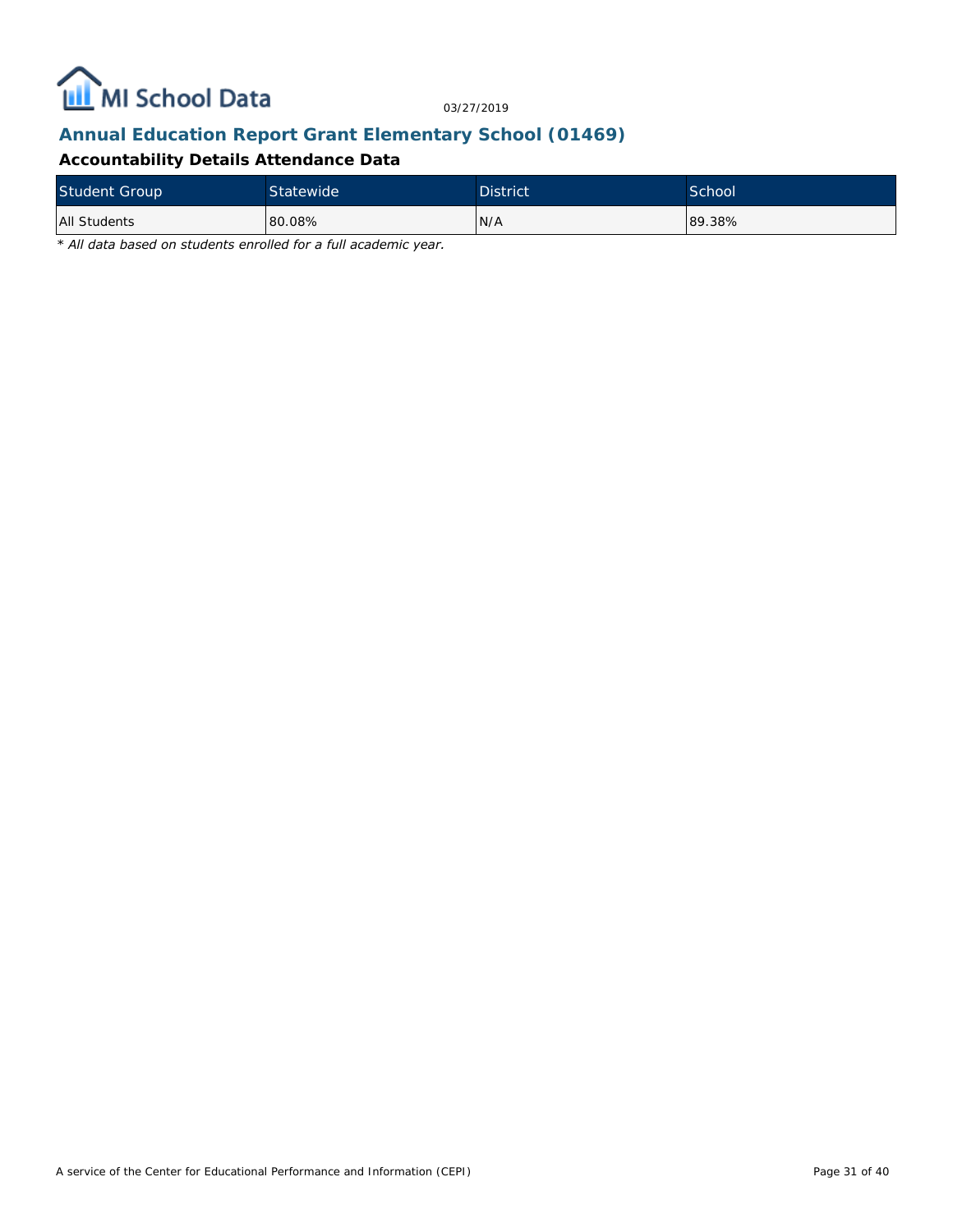## Annual Education Report Grant Elementary School (01469)

### Accountability Details Attendance Data

| Student Group | Statewide | District | School |
|---|---|---|---|
| All Students | 80.08% | N/A | 89.38% |

*\* All data based on students enrolled for a full academic year.*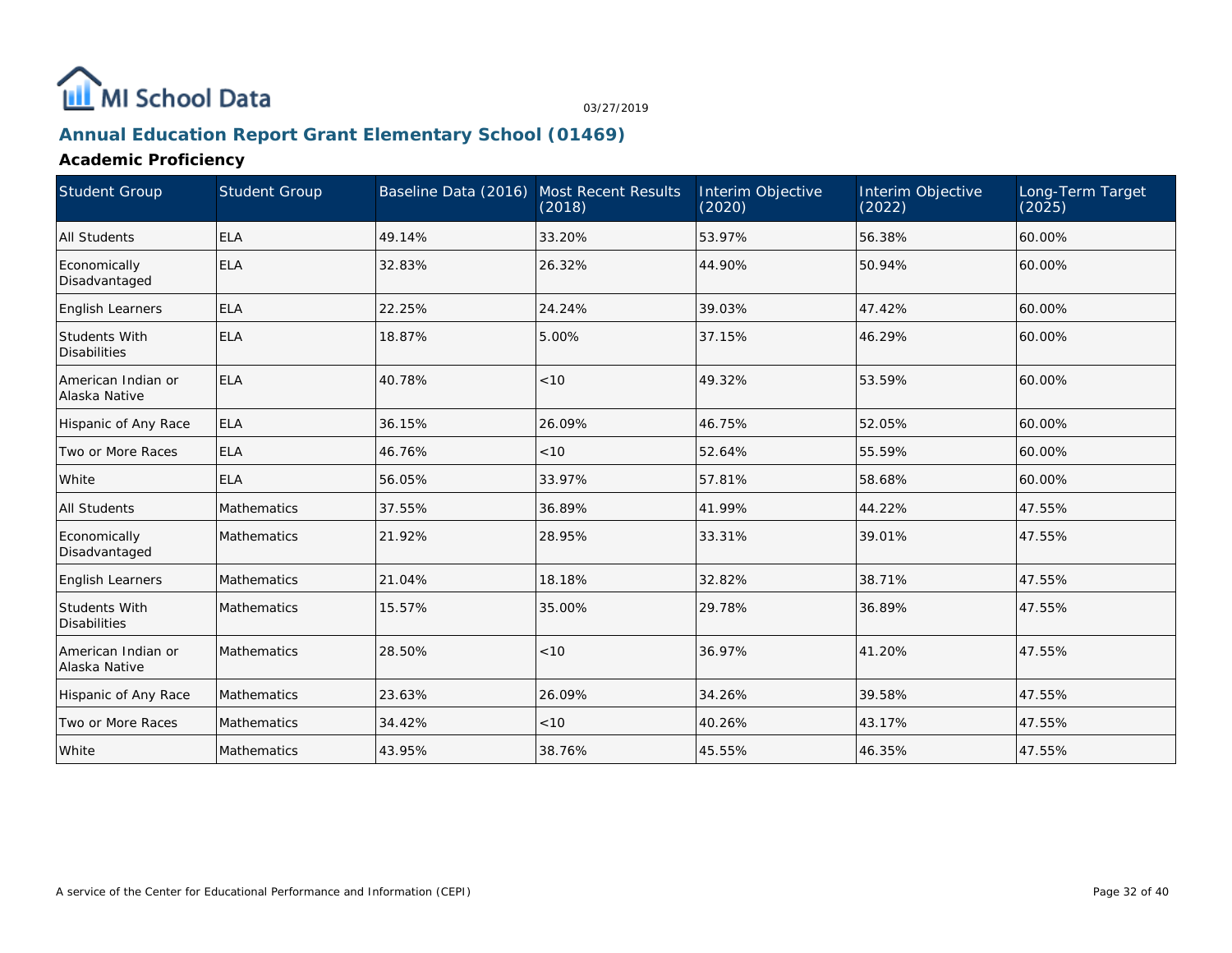# Annual Education Report Grant Elementary School (01469)

## Academic Proficiency

| Student Group | Student Group | Baseline Data (2016) | Most Recent Results (2018) | Interim Objective (2020) | Interim Objective (2022) | Long-Term Target (2025) |
|---|---|---|---|---|---|---|
| All Students | ELA | 49.14% | 33.20% | 53.97% | 56.38% | 60.00% |
| Economically Disadvantaged | ELA | 32.83% | 26.32% | 44.90% | 50.94% | 60.00% |
| English Learners | ELA | 22.25% | 24.24% | 39.03% | 47.42% | 60.00% |
| Students With Disabilities | ELA | 18.87% | 5.00% | 37.15% | 46.29% | 60.00% |
| American Indian or Alaska Native | ELA | 40.78% | <10 | 49.32% | 53.59% | 60.00% |
| Hispanic of Any Race | ELA | 36.15% | 26.09% | 46.75% | 52.05% | 60.00% |
| Two or More Races | ELA | 46.76% | <10 | 52.64% | 55.59% | 60.00% |
| White | ELA | 56.05% | 33.97% | 57.81% | 58.68% | 60.00% |
| All Students | Mathematics | 37.55% | 36.89% | 41.99% | 44.22% | 47.55% |
| Economically Disadvantaged | Mathematics | 21.92% | 28.95% | 33.31% | 39.01% | 47.55% |
| English Learners | Mathematics | 21.04% | 18.18% | 32.82% | 38.71% | 47.55% |
| Students With Disabilities | Mathematics | 15.57% | 35.00% | 29.78% | 36.89% | 47.55% |
| American Indian or Alaska Native | Mathematics | 28.50% | <10 | 36.97% | 41.20% | 47.55% |
| Hispanic of Any Race | Mathematics | 23.63% | 26.09% | 34.26% | 39.58% | 47.55% |
| Two or More Races | Mathematics | 34.42% | <10 | 40.26% | 43.17% | 47.55% |
| White | Mathematics | 43.95% | 38.76% | 45.55% | 46.35% | 47.55% |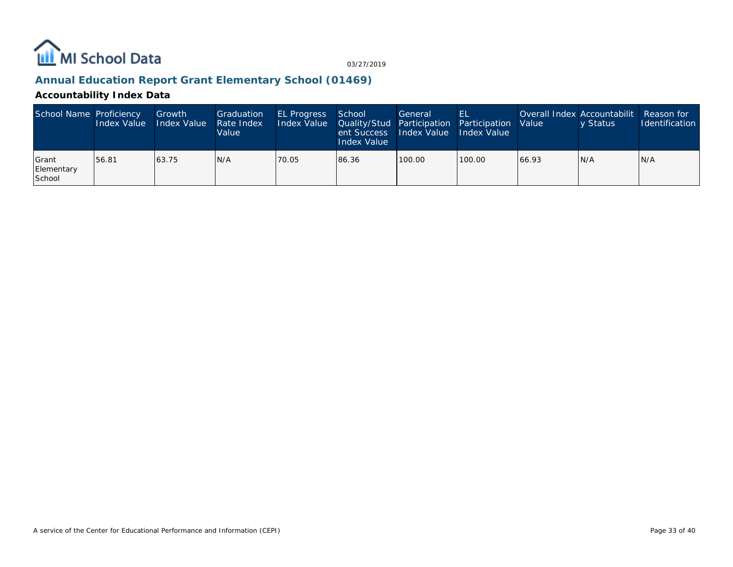## Annual Education Report Grant Elementary School (01469)

### Accountability Index Data

| School Name | Proficiency Index Value | Growth Index Value | Graduation Rate Index Value | EL Progress Index Value | School Quality/Student Success Index Value | General Participation Index Value | EL Participation Index Value | Overall Index Value | Accountability Status | Reason for Identification |
|---|---|---|---|---|---|---|---|---|---|---|
| Grant Elementary School | 56.81 | 63.75 | N/A | 70.05 | 86.36 | 100.00 | 100.00 | 66.93 | N/A | N/A |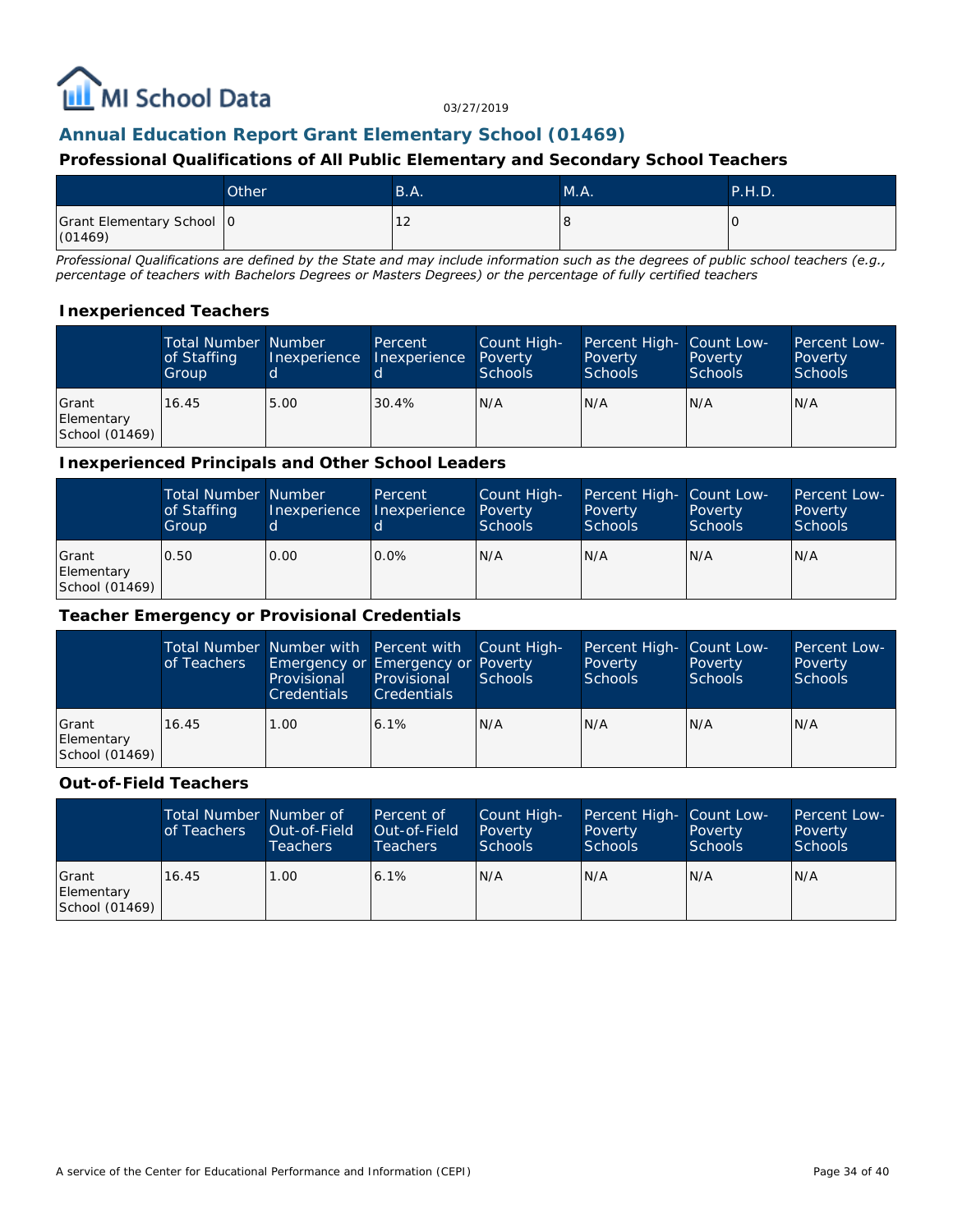## Annual Education Report Grant Elementary School (01469)

### Professional Qualifications of All Public Elementary and Secondary School Teachers

| | Other | B.A. | M.A. | P.H.D. |
|---|---|---|---|---|
| Grant Elementary School (01469) | 0 | 12 | 8 | 0 |

*Professional Qualifications are defined by the State and may include information such as the degrees of public school teachers (e.g., percentage of teachers with Bachelors Degrees or Masters Degrees) or the percentage of fully certified teachers*

### Inexperienced Teachers

| | Total Number of Staffing Group | Number Inexperienced | Percent Inexperienced | Count High-Poverty Schools | Percent High-Poverty Schools | Count Low-Poverty Schools | Percent Low-Poverty Schools |
|---|---|---|---|---|---|---|---|
| Grant Elementary School (01469) | 16.45 | 5.00 | 30.4% | N/A | N/A | N/A | N/A |

### Inexperienced Principals and Other School Leaders

| | Total Number of Staffing Group | Number Inexperienced | Percent Inexperienced | Count High-Poverty Schools | Percent High-Poverty Schools | Count Low-Poverty Schools | Percent Low-Poverty Schools |
|---|---|---|---|---|---|---|---|
| Grant Elementary School (01469) | 0.50 | 0.00 | 0.0% | N/A | N/A | N/A | N/A |

### Teacher Emergency or Provisional Credentials

| | Total Number of Teachers | Number with Emergency or Provisional Credentials | Percent with Emergency or Provisional Credentials | Count High-Poverty Schools | Percent High-Poverty Schools | Count Low-Poverty Schools | Percent Low-Poverty Schools |
|---|---|---|---|---|---|---|---|
| Grant Elementary School (01469) | 16.45 | 1.00 | 6.1% | N/A | N/A | N/A | N/A |

### Out-of-Field Teachers

| | Total Number of Teachers | Number of Out-of-Field Teachers | Percent of Out-of-Field Teachers | Count High-Poverty Schools | Percent High-Poverty Schools | Count Low-Poverty Schools | Percent Low-Poverty Schools |
|---|---|---|---|---|---|---|---|
| Grant Elementary School (01469) | 16.45 | 1.00 | 6.1% | N/A | N/A | N/A | N/A |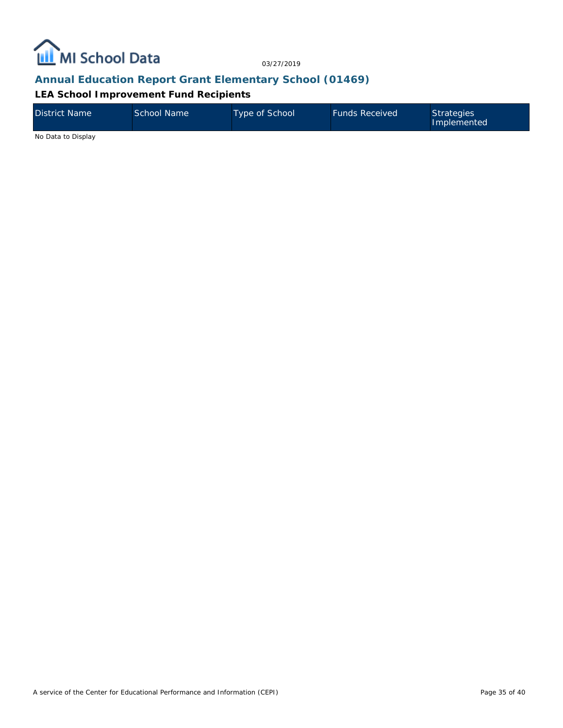## Annual Education Report Grant Elementary School (01469)

### LEA School Improvement Fund Recipients

| District Name | School Name | Type of School | Funds Received | Strategies Implemented |
| --- | --- | --- | --- | --- |

No Data to Display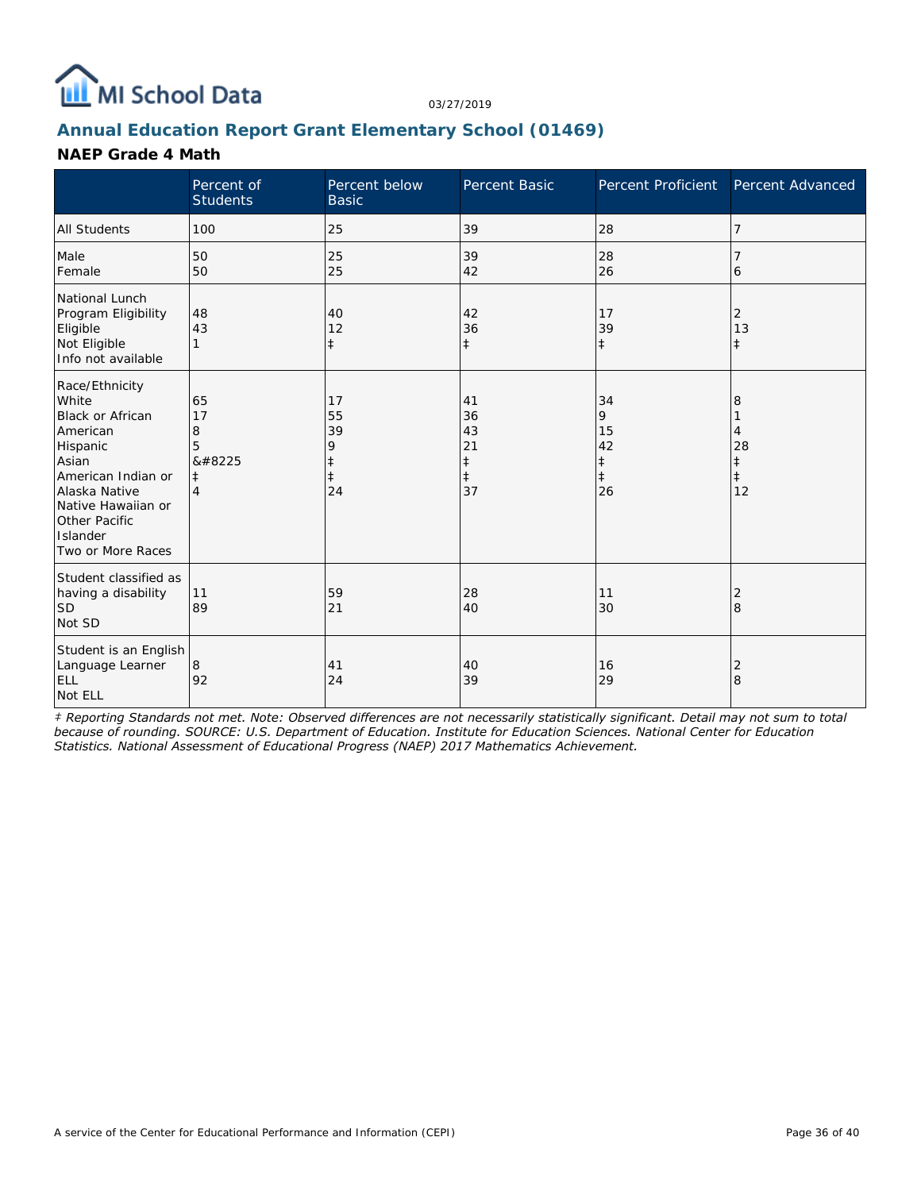MI School Data

03/27/2019

## Annual Education Report Grant Elementary School (01469)

### NAEP Grade 4 Math

| | Percent of Students | Percent below Basic | Percent Basic | Percent Proficient | Percent Advanced |
|---|---|---|---|---|---|
| All Students | 100 | 25 | 39 | 28 | 7 |
| Male | 50 | 25 | 39 | 28 | 7 |
| Female | 50 | 25 | 42 | 26 | 6 |
| National Lunch Program Eligibility | | | | | |
| Eligible | 48 | 40 | 42 | 17 | 2 |
| Not Eligible | 43 | 12 | 36 | 39 | 13 |
| Info not available | 1 | ‡ | ‡ | ‡ | ‡ |
| Race/Ethnicity | | | | | |
| White | 65 | 17 | 41 | 34 | 8 |
| Black or African American | 17 | 55 | 36 | 9 | 1 |
| Hispanic | 8 | 39 | 43 | 15 | 4 |
| Asian | 5 | 9 | 21 | 42 | 28 |
| American Indian or Alaska Native | &#8225 | ‡ | ‡ | ‡ | ‡ |
| Native Hawaiian or Other Pacific Islander | ‡ | ‡ | ‡ | ‡ | ‡ |
| Two or More Races | 4 | 24 | 37 | 26 | 12 |
| Student classified as having a disability | | | | | |
| SD | 11 | 59 | 28 | 11 | 2 |
| Not SD | 89 | 21 | 40 | 30 | 8 |
| Student is an English Language Learner | | | | | |
| ELL | 8 | 41 | 40 | 16 | 2 |
| Not ELL | 92 | 24 | 39 | 29 | 8 |

*‡ Reporting Standards not met. Note: Observed differences are not necessarily statistically significant. Detail may not sum to total because of rounding. SOURCE: U.S. Department of Education. Institute for Education Sciences. National Center for Education Statistics. National Assessment of Educational Progress (NAEP) 2017 Mathematics Achievement.*

A service of the Center for Educational Performance and Information (CEPI)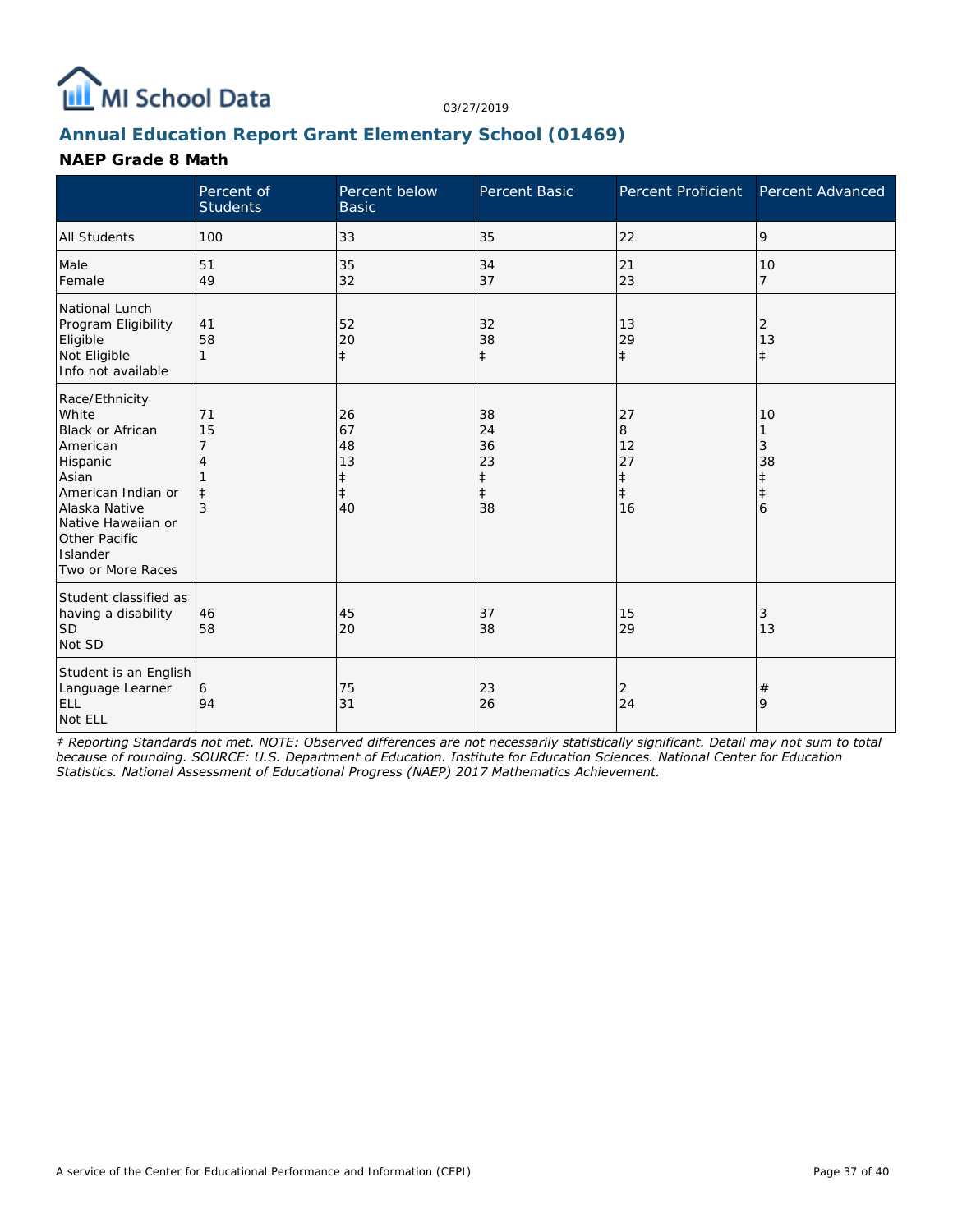MI School Data

03/27/2019

## Annual Education Report Grant Elementary School (01469)

### NAEP Grade 8 Math

| | Percent of Students | Percent below Basic | Percent Basic | Percent Proficient | Percent Advanced |
|---|---|---|---|---|---|
| All Students | 100 | 33 | 35 | 22 | 9 |
| Male | 51 | 35 | 34 | 21 | 10 |
| Female | 49 | 32 | 37 | 23 | 7 |
| National Lunch Program Eligibility | | | | | |
| Eligible | 41 | 52 | 32 | 13 | 2 |
| Not Eligible | 58 | 20 | 38 | 29 | 13 |
| Info not available | 1 | ‡ | ‡ | ‡ | ‡ |
| Race/Ethnicity | | | | | |
| White | 71 | 26 | 38 | 27 | 10 |
| Black or African American | 15 | 67 | 24 | 8 | 1 |
| Hispanic | 7 | 48 | 36 | 12 | 3 |
| Asian | 4 | 13 | 23 | 27 | 38 |
| American Indian or Alaska Native | 1 | ‡ | ‡ | ‡ | ‡ |
| Native Hawaiian or Other Pacific Islander | ‡ | ‡ | ‡ | ‡ | ‡ |
| Two or More Races | 3 | 40 | 38 | 16 | 6 |
| Student classified as having a disability | | | | | |
| SD | 46 | 45 | 37 | 15 | 3 |
| Not SD | 58 | 20 | 38 | 29 | 13 |
| Student is an English Language Learner | | | | | |
| ELL | 6 | 75 | 23 | 2 | # |
| Not ELL | 94 | 31 | 26 | 24 | 9 |

*‡ Reporting Standards not met. NOTE: Observed differences are not necessarily statistically significant. Detail may not sum to total because of rounding. SOURCE: U.S. Department of Education. Institute for Education Sciences. National Center for Education Statistics. National Assessment of Educational Progress (NAEP) 2017 Mathematics Achievement.*

A service of the Center for Educational Performance and Information (CEPI)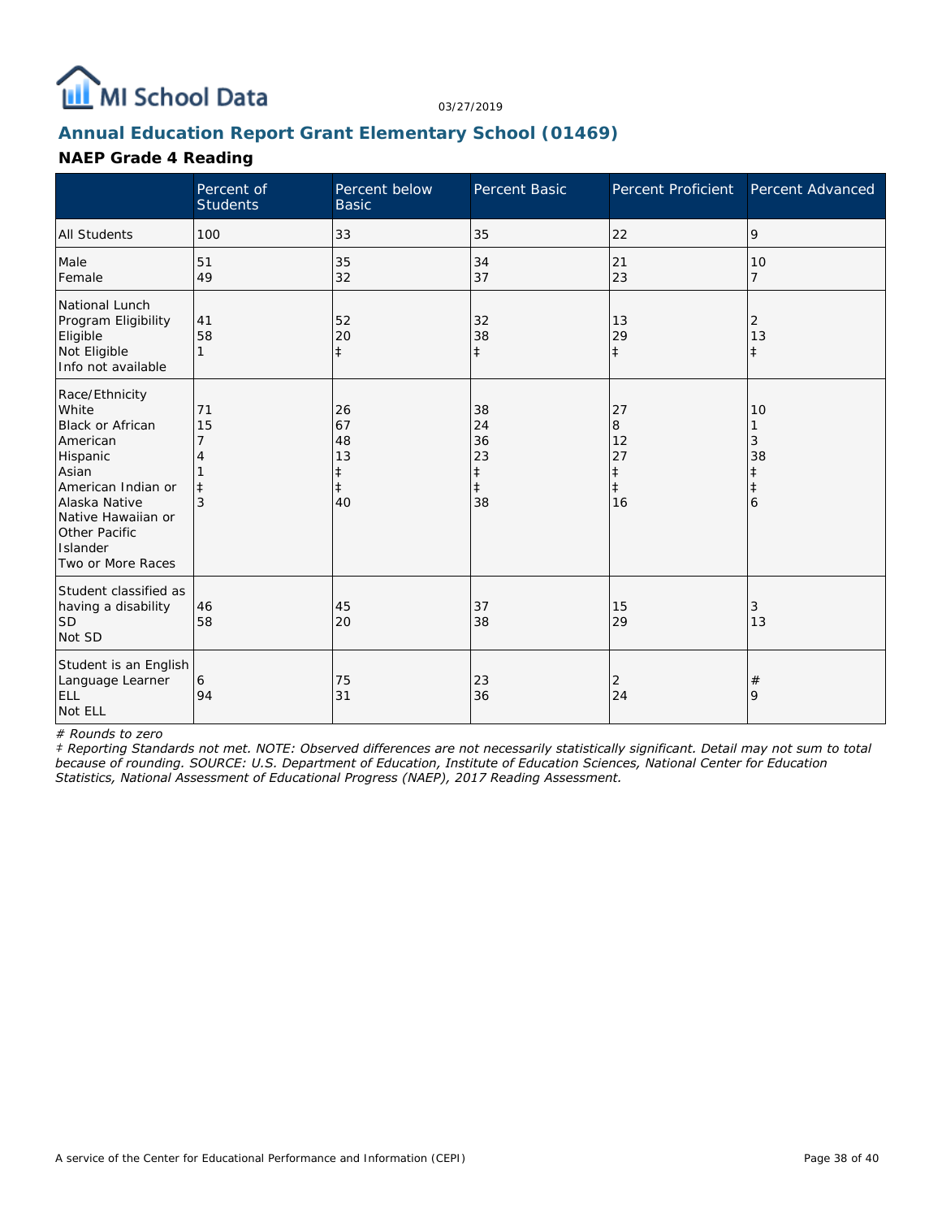## Annual Education Report Grant Elementary School (01469)

### NAEP Grade 4 Reading

|  | Percent of Students | Percent below Basic | Percent Basic | Percent Proficient | Percent Advanced |
|---|---|---|---|---|---|
| All Students | 100 | 33 | 35 | 22 | 9 |
| Male | 51 | 35 | 34 | 21 | 10 |
| Female | 49 | 32 | 37 | 23 | 7 |
| National Lunch Program Eligibility |  |  |  |  |  |
| Eligible | 41 | 52 | 32 | 13 | 2 |
| Not Eligible | 58 | 20 | 38 | 29 | 13 |
| Info not available | 1 | ‡ | ‡ | ‡ | ‡ |
| Race/Ethnicity |  |  |  |  |  |
| White | 71 | 26 | 38 | 27 | 10 |
| Black or African American | 15 | 67 | 24 | 8 | 1 |
| Hispanic | 7 | 48 | 36 | 12 | 3 |
| Asian | 4 | 13 | 23 | 27 | 38 |
| American Indian or Alaska Native | 1 | ‡ | ‡ | ‡ | ‡ |
| Native Hawaiian or Other Pacific Islander | ‡ | ‡ | ‡ | ‡ | ‡ |
| Two or More Races | 3 | 40 | 38 | 16 | 6 |
| Student classified as having a disability |  |  |  |  |  |
| SD | 46 | 45 | 37 | 15 | 3 |
| Not SD | 58 | 20 | 38 | 29 | 13 |
| Student is an English Language Learner |  |  |  |  |  |
| ELL | 6 | 75 | 23 | 2 | # |
| Not ELL | 94 | 31 | 36 | 24 | 9 |

*# Rounds to zero*

*‡ Reporting Standards not met. NOTE: Observed differences are not necessarily statistically significant. Detail may not sum to total because of rounding. SOURCE: U.S. Department of Education, Institute of Education Sciences, National Center for Education Statistics, National Assessment of Educational Progress (NAEP), 2017 Reading Assessment.*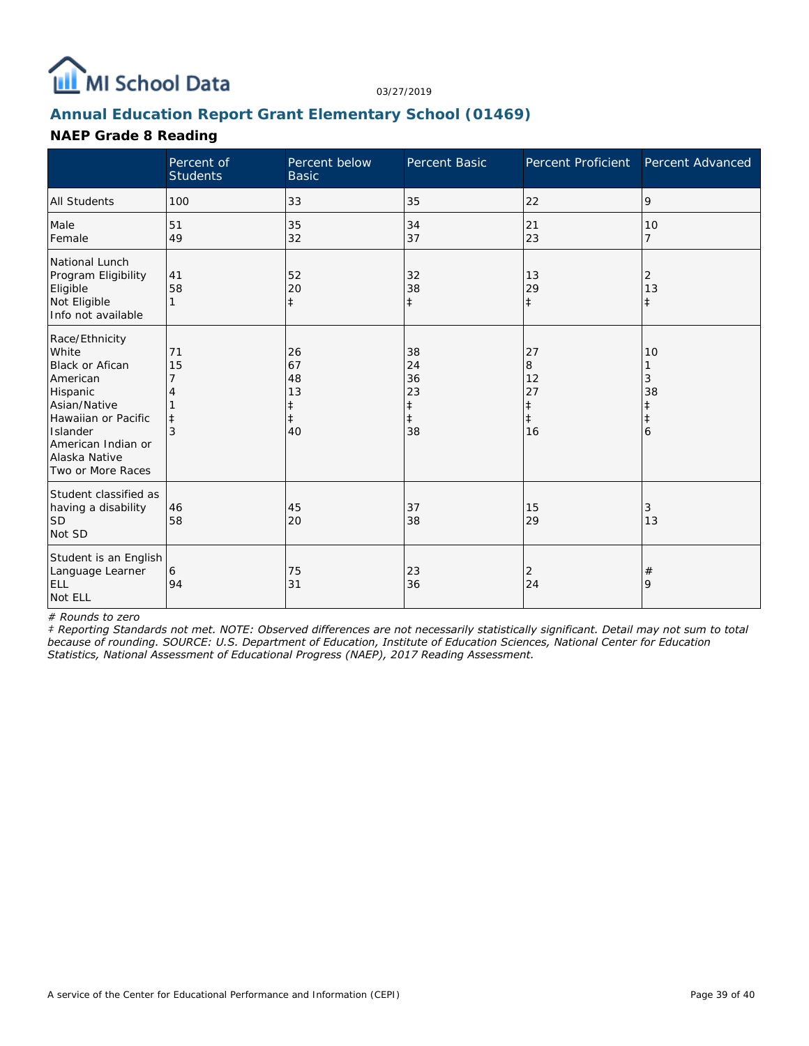## Annual Education Report Grant Elementary School (01469)

### NAEP Grade 8 Reading

| | Percent of Students | Percent below Basic | Percent Basic | Percent Proficient | Percent Advanced |
|---|---|---|---|---|---|
| All Students | 100 | 33 | 35 | 22 | 9 |
| Male | 51 | 35 | 34 | 21 | 10 |
| Female | 49 | 32 | 37 | 23 | 7 |
| National Lunch Program Eligibility | | | | | |
| Eligible | 41 | 52 | 32 | 13 | 2 |
| Not Eligible | 58 | 20 | 38 | 29 | 13 |
| Info not available | 1 | ‡ | ‡ | ‡ | ‡ |
| Race/Ethnicity | | | | | |
| White | 71 | 26 | 38 | 27 | 10 |
| Black or Afican American | 15 | 67 | 24 | 8 | 1 |
| Hispanic | 7 | 48 | 36 | 12 | 3 |
| Asian/Native Hawaiian or Pacific Islander | 4 | 13 | 23 | 27 | 38 |
| American Indian or Alaska Native | 1 | ‡ | ‡ | ‡ | ‡ |
| Two or More Races | ‡ | ‡ | ‡ | ‡ | ‡ |
| | 3 | 40 | 38 | 16 | 6 |
| Student classified as having a disability | | | | | |
| SD | 46 | 45 | 37 | 15 | 3 |
| Not SD | 58 | 20 | 38 | 29 | 13 |
| Student is an English Language Learner | | | | | |
| ELL | 6 | 75 | 23 | 2 | # |
| Not ELL | 94 | 31 | 36 | 24 | 9 |

*# Rounds to zero*

*‡ Reporting Standards not met. NOTE: Observed differences are not necessarily statistically significant. Detail may not sum to total because of rounding. SOURCE: U.S. Department of Education, Institute of Education Sciences, National Center for Education Statistics, National Assessment of Educational Progress (NAEP), 2017 Reading Assessment.*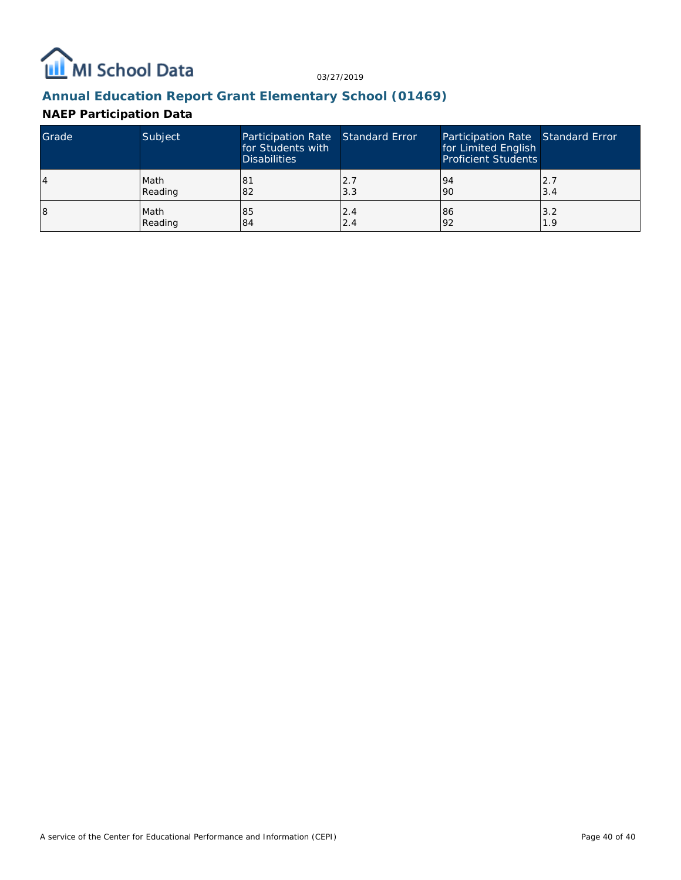MI School Data

03/27/2019

## Annual Education Report Grant Elementary School (01469)

### NAEP Participation Data

| Grade | Subject | Participation Rate for Students with Disabilities | Standard Error | Participation Rate for Limited English Proficient Students | Standard Error |
|---|---|---|---|---|---|
| 4 | Math<br>Reading | 81<br>82 | 2.7<br>3.3 | 94<br>90 | 2.7<br>3.4 |
| 8 | Math<br>Reading | 85<br>84 | 2.4<br>2.4 | 86<br>92 | 3.2<br>1.9 |

A service of the Center for Educational Performance and Information (CEPI)